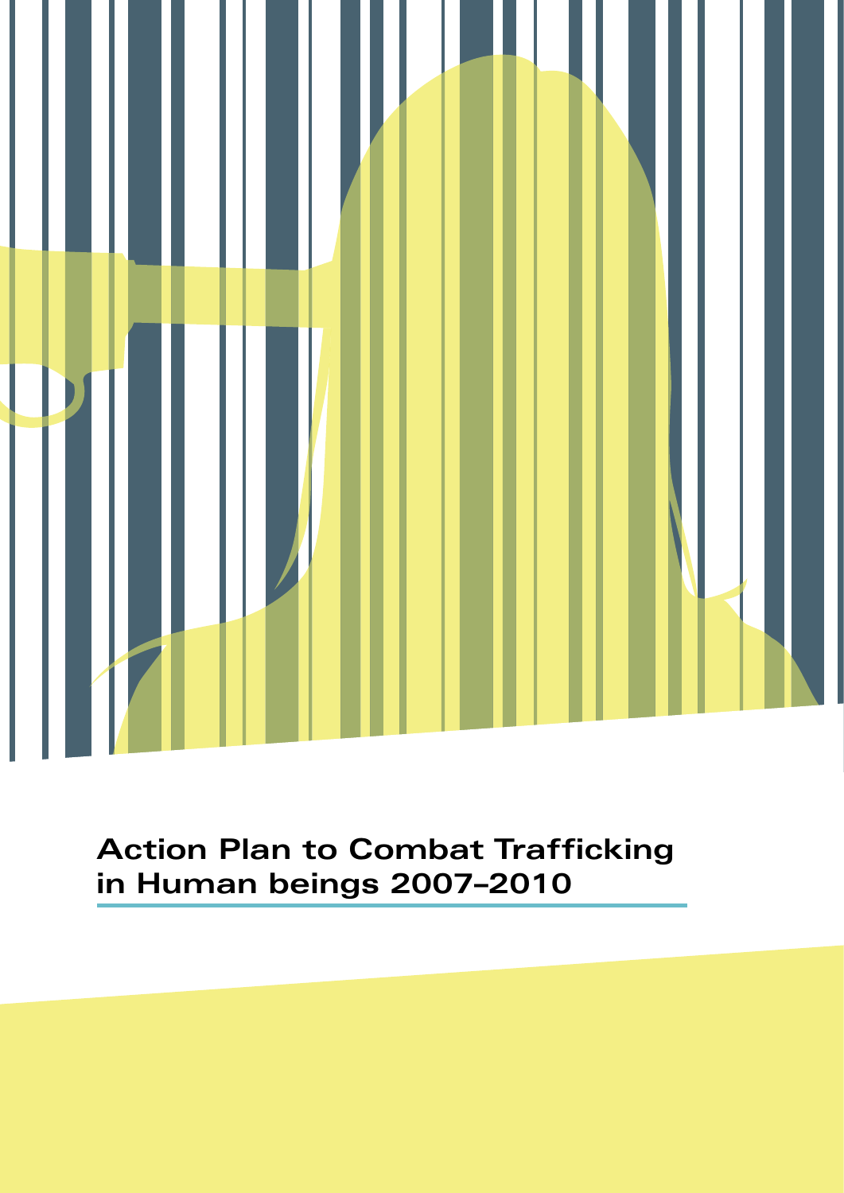# Action Plan to Combat Trafficking in Human beings 2007–2010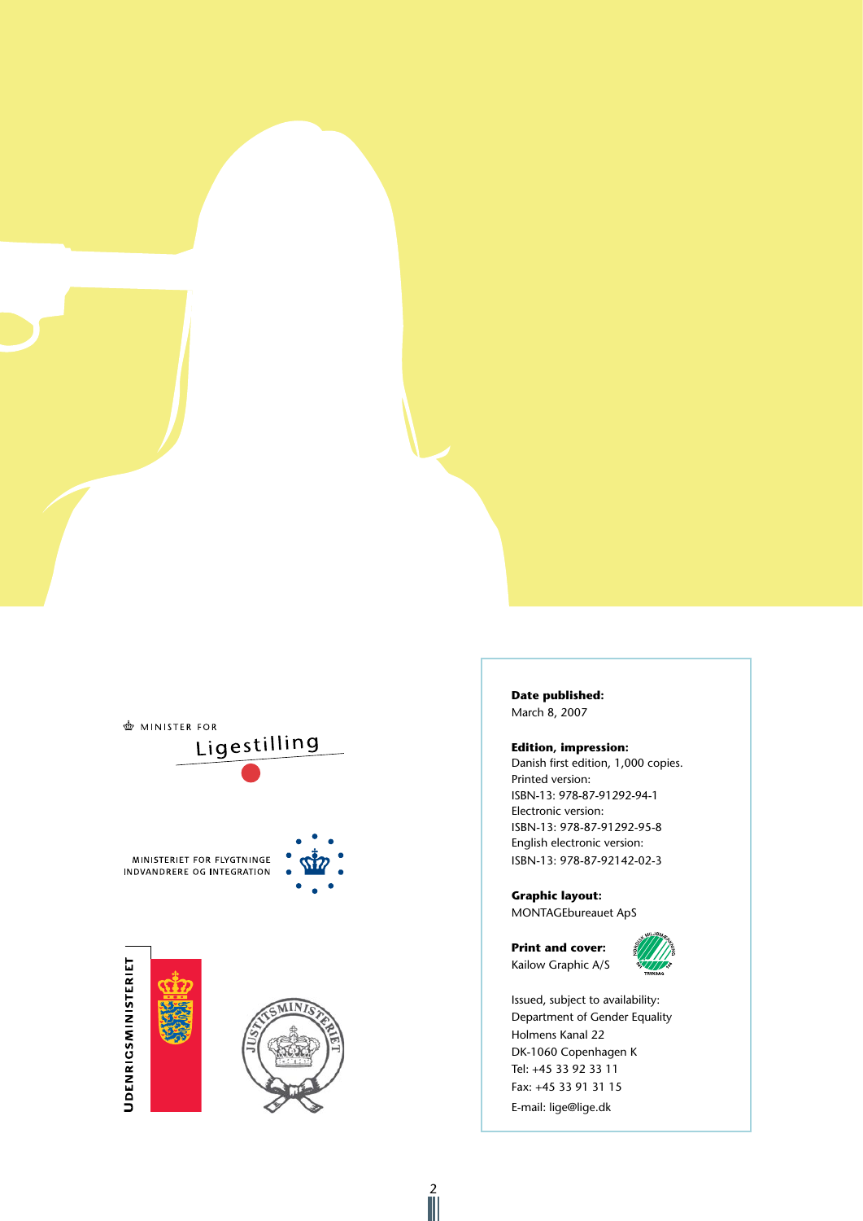MINISTER FOR

Ligestilling

MINISTERIET FOR FLYGTNINGE
INDVANDRERE OG INTEGRATION

UDENRIGSMINISTERIET

JUSTITSMINISTERIET

**Date published:**
March 8, 2007

**Edition, impression:**
Danish first edition, 1,000 copies.
Printed version:
ISBN-13: 978-87-91292-94-1
Electronic version:
ISBN-13: 978-87-91292-95-8
English electronic version:
ISBN-13: 978-87-92142-02-3

**Graphic layout:**
MONTAGEbureauet ApS

**Print and cover:**
Kailow Graphic A/S

Issued, subject to availability:
Department of Gender Equality
Holmens Kanal 22
DK-1060 Copenhagen K
Tel: +45 33 92 33 11
Fax: +45 33 91 31 15
E-mail: lige@lige.dk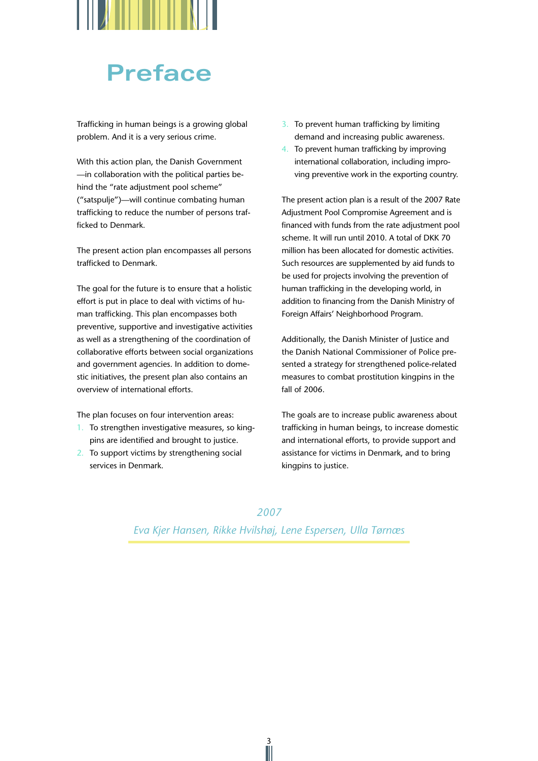# Preface

Trafficking in human beings is a growing global problem. And it is a very serious crime.

With this action plan, the Danish Government —in collaboration with the political parties behind the "rate adjustment pool scheme" ("satspulje")—will continue combating human trafficking to reduce the number of persons trafficked to Denmark.

The present action plan encompasses all persons trafficked to Denmark.

The goal for the future is to ensure that a holistic effort is put in place to deal with victims of human trafficking. This plan encompasses both preventive, supportive and investigative activities as well as a strengthening of the coordination of collaborative efforts between social organizations and government agencies. In addition to domestic initiatives, the present plan also contains an overview of international efforts.

The plan focuses on four intervention areas:

1. To strengthen investigative measures, so kingpins are identified and brought to justice.
2. To support victims by strengthening social services in Denmark.
3. To prevent human trafficking by limiting demand and increasing public awareness.
4. To prevent human trafficking by improving international collaboration, including improving preventive work in the exporting country.

The present action plan is a result of the 2007 Rate Adjustment Pool Compromise Agreement and is financed with funds from the rate adjustment pool scheme. It will run until 2010. A total of DKK 70 million has been allocated for domestic activities. Such resources are supplemented by aid funds to be used for projects involving the prevention of human trafficking in the developing world, in addition to financing from the Danish Ministry of Foreign Affairs' Neighborhood Program.

Additionally, the Danish Minister of Justice and the Danish National Commissioner of Police presented a strategy for strengthened police-related measures to combat prostitution kingpins in the fall of 2006.

The goals are to increase public awareness about trafficking in human beings, to increase domestic and international efforts, to provide support and assistance for victims in Denmark, and to bring kingpins to justice.

*2007*

*Eva Kjer Hansen, Rikke Hvilshøj, Lene Espersen, Ulla Tørnæs*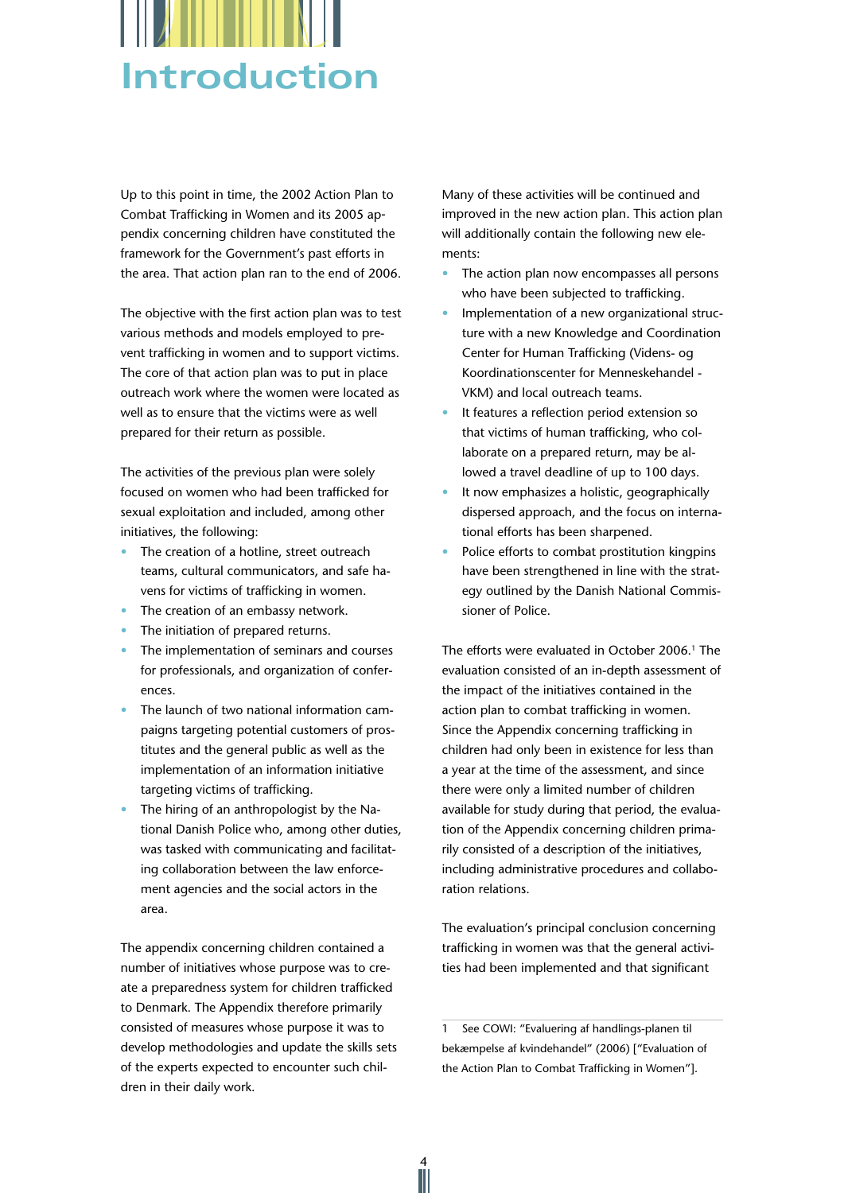# Introduction

Up to this point in time, the 2002 Action Plan to Combat Trafficking in Women and its 2005 appendix concerning children have constituted the framework for the Government's past efforts in the area. That action plan ran to the end of 2006.

The objective with the first action plan was to test various methods and models employed to prevent trafficking in women and to support victims. The core of that action plan was to put in place outreach work where the women were located as well as to ensure that the victims were as well prepared for their return as possible.

The activities of the previous plan were solely focused on women who had been trafficked for sexual exploitation and included, among other initiatives, the following:

- The creation of a hotline, street outreach teams, cultural communicators, and safe havens for victims of trafficking in women.
- The creation of an embassy network.
- The initiation of prepared returns.
- The implementation of seminars and courses for professionals, and organization of conferences.
- The launch of two national information campaigns targeting potential customers of prostitutes and the general public as well as the implementation of an information initiative targeting victims of trafficking.
- The hiring of an anthropologist by the National Danish Police who, among other duties, was tasked with communicating and facilitating collaboration between the law enforcement agencies and the social actors in the area.

The appendix concerning children contained a number of initiatives whose purpose was to create a preparedness system for children trafficked to Denmark. The Appendix therefore primarily consisted of measures whose purpose it was to develop methodologies and update the skills sets of the experts expected to encounter such children in their daily work.

Many of these activities will be continued and improved in the new action plan. This action plan will additionally contain the following new elements:

- The action plan now encompasses all persons who have been subjected to trafficking.
- Implementation of a new organizational structure with a new Knowledge and Coordination Center for Human Trafficking (Videns- og Koordinationscenter for Menneskehandel - VKM) and local outreach teams.
- It features a reflection period extension so that victims of human trafficking, who collaborate on a prepared return, may be allowed a travel deadline of up to 100 days.
- It now emphasizes a holistic, geographically dispersed approach, and the focus on international efforts has been sharpened.
- Police efforts to combat prostitution kingpins have been strengthened in line with the strategy outlined by the Danish National Commissioner of Police.

The efforts were evaluated in October 2006.[1] The evaluation consisted of an in-depth assessment of the impact of the initiatives contained in the action plan to combat trafficking in women. Since the Appendix concerning trafficking in children had only been in existence for less than a year at the time of the assessment, and since there were only a limited number of children available for study during that period, the evaluation of the Appendix concerning children primarily consisted of a description of the initiatives, including administrative procedures and collaboration relations.

The evaluation's principal conclusion concerning trafficking in women was that the general activities had been implemented and that significant

---

1 See COWI: "Evaluering af handlings-planen til bekæmpelse af kvindehandel" (2006) ["Evaluation of the Action Plan to Combat Trafficking in Women"].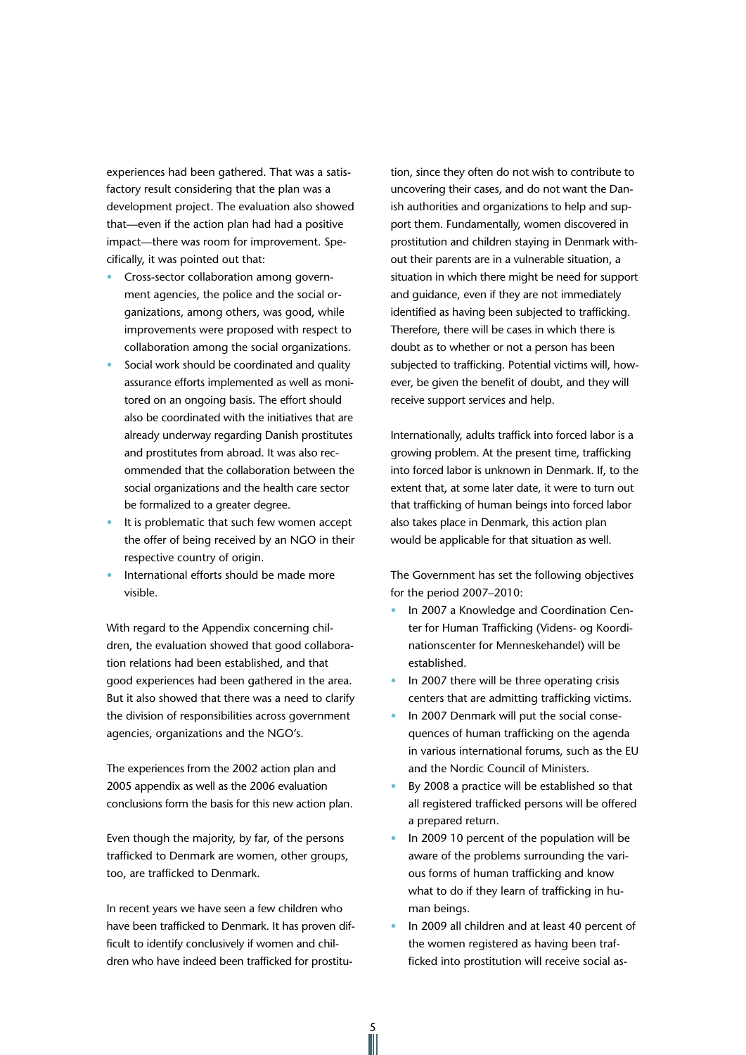experiences had been gathered. That was a satisfactory result considering that the plan was a development project. The evaluation also showed that—even if the action plan had had a positive impact—there was room for improvement. Specifically, it was pointed out that:

- Cross-sector collaboration among government agencies, the police and the social organizations, among others, was good, while improvements were proposed with respect to collaboration among the social organizations.
- Social work should be coordinated and quality assurance efforts implemented as well as monitored on an ongoing basis. The effort should also be coordinated with the initiatives that are already underway regarding Danish prostitutes and prostitutes from abroad. It was also recommended that the collaboration between the social organizations and the health care sector be formalized to a greater degree.
- It is problematic that such few women accept the offer of being received by an NGO in their respective country of origin.
- International efforts should be made more visible.

With regard to the Appendix concerning children, the evaluation showed that good collaboration relations had been established, and that good experiences had been gathered in the area. But it also showed that there was a need to clarify the division of responsibilities across government agencies, organizations and the NGO's.

The experiences from the 2002 action plan and 2005 appendix as well as the 2006 evaluation conclusions form the basis for this new action plan.

Even though the majority, by far, of the persons trafficked to Denmark are women, other groups, too, are trafficked to Denmark.

In recent years we have seen a few children who have been trafficked to Denmark. It has proven difficult to identify conclusively if women and children who have indeed been trafficked for prostitution, since they often do not wish to contribute to uncovering their cases, and do not want the Danish authorities and organizations to help and support them. Fundamentally, women discovered in prostitution and children staying in Denmark without their parents are in a vulnerable situation, a situation in which there might be need for support and guidance, even if they are not immediately identified as having been subjected to trafficking. Therefore, there will be cases in which there is doubt as to whether or not a person has been subjected to trafficking. Potential victims will, however, be given the benefit of doubt, and they will receive support services and help.

Internationally, adults traffick into forced labor is a growing problem. At the present time, trafficking into forced labor is unknown in Denmark. If, to the extent that, at some later date, it were to turn out that trafficking of human beings into forced labor also takes place in Denmark, this action plan would be applicable for that situation as well.

The Government has set the following objectives for the period 2007–2010:

- In 2007 a Knowledge and Coordination Center for Human Trafficking (Videns- og Koordinationscenter for Menneskehandel) will be established.
- In 2007 there will be three operating crisis centers that are admitting trafficking victims.
- In 2007 Denmark will put the social consequences of human trafficking on the agenda in various international forums, such as the EU and the Nordic Council of Ministers.
- By 2008 a practice will be established so that all registered trafficked persons will be offered a prepared return.
- In 2009 10 percent of the population will be aware of the problems surrounding the various forms of human trafficking and know what to do if they learn of trafficking in human beings.
- In 2009 all children and at least 40 percent of the women registered as having been trafficked into prostitution will receive social as-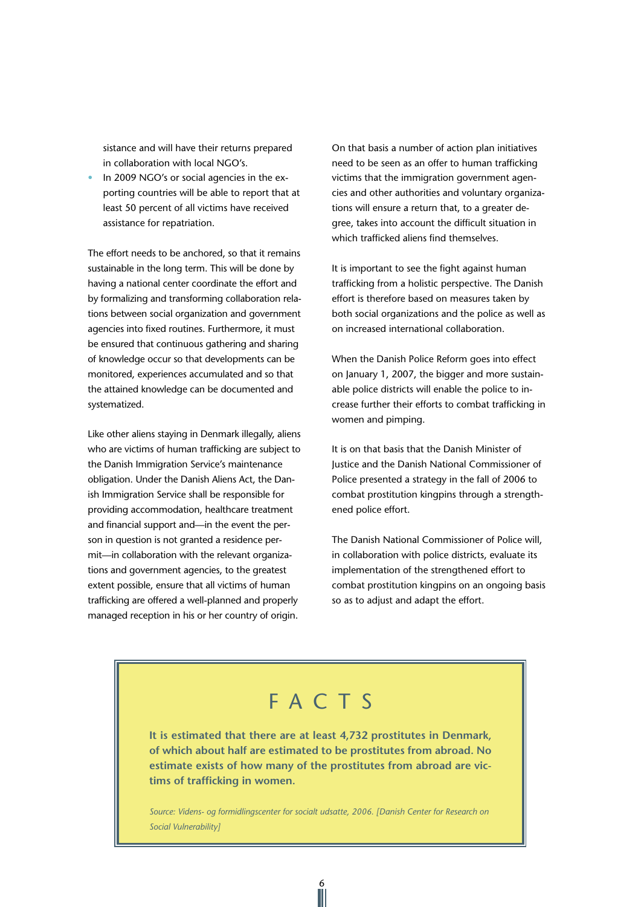sistance and will have their returns prepared in collaboration with local NGO's.

- In 2009 NGO's or social agencies in the exporting countries will be able to report that at least 50 percent of all victims have received assistance for repatriation.

The effort needs to be anchored, so that it remains sustainable in the long term. This will be done by having a national center coordinate the effort and by formalizing and transforming collaboration relations between social organization and government agencies into fixed routines. Furthermore, it must be ensured that continuous gathering and sharing of knowledge occur so that developments can be monitored, experiences accumulated and so that the attained knowledge can be documented and systematized.

Like other aliens staying in Denmark illegally, aliens who are victims of human trafficking are subject to the Danish Immigration Service's maintenance obligation. Under the Danish Aliens Act, the Danish Immigration Service shall be responsible for providing accommodation, healthcare treatment and financial support and—in the event the person in question is not granted a residence permit—in collaboration with the relevant organizations and government agencies, to the greatest extent possible, ensure that all victims of human trafficking are offered a well-planned and properly managed reception in his or her country of origin.

On that basis a number of action plan initiatives need to be seen as an offer to human trafficking victims that the immigration government agencies and other authorities and voluntary organizations will ensure a return that, to a greater degree, takes into account the difficult situation in which trafficked aliens find themselves.

It is important to see the fight against human trafficking from a holistic perspective. The Danish effort is therefore based on measures taken by both social organizations and the police as well as on increased international collaboration.

When the Danish Police Reform goes into effect on January 1, 2007, the bigger and more sustainable police districts will enable the police to increase further their efforts to combat trafficking in women and pimping.

It is on that basis that the Danish Minister of Justice and the Danish National Commissioner of Police presented a strategy in the fall of 2006 to combat prostitution kingpins through a strengthened police effort.

The Danish National Commissioner of Police will, in collaboration with police districts, evaluate its implementation of the strengthened effort to combat prostitution kingpins on an ongoing basis so as to adjust and adapt the effort.

## FACTS

**It is estimated that there are at least 4,732 prostitutes in Denmark, of which about half are estimated to be prostitutes from abroad. No estimate exists of how many of the prostitutes from abroad are victims of trafficking in women.**

*Source: Videns- og formidlingscenter for socialt udsatte, 2006. [Danish Center for Research on Social Vulnerability]*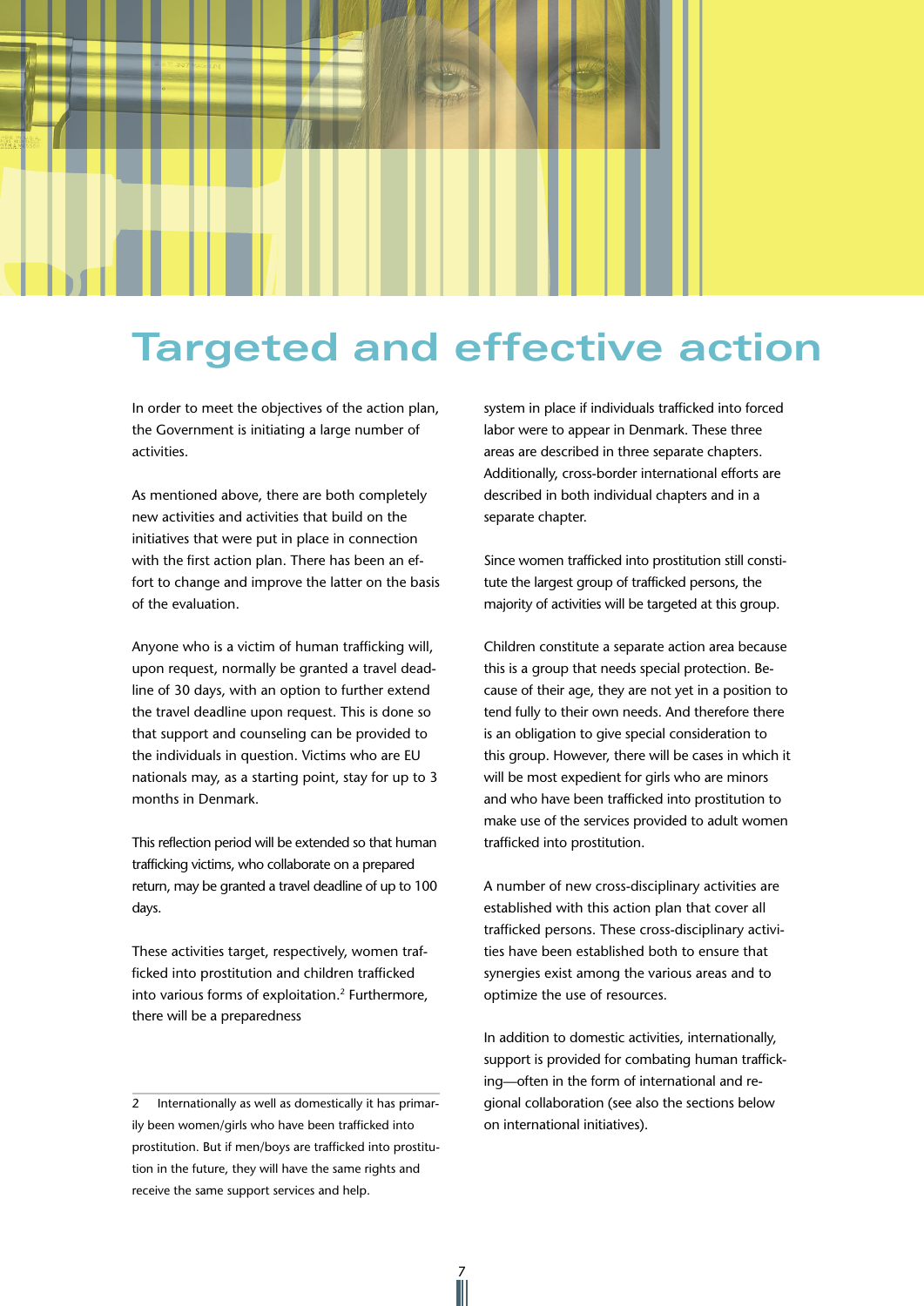# Targeted and effective action

In order to meet the objectives of the action plan, the Government is initiating a large number of activities.

As mentioned above, there are both completely new activities and activities that build on the initiatives that were put in place in connection with the first action plan. There has been an effort to change and improve the latter on the basis of the evaluation.

Anyone who is a victim of human trafficking will, upon request, normally be granted a travel deadline of 30 days, with an option to further extend the travel deadline upon request. This is done so that support and counseling can be provided to the individuals in question. Victims who are EU nationals may, as a starting point, stay for up to 3 months in Denmark.

This reflection period will be extended so that human trafficking victims, who collaborate on a prepared return, may be granted a travel deadline of up to 100 days.

These activities target, respectively, women trafficked into prostitution and children trafficked into various forms of exploitation.[2] Furthermore, there will be a preparedness system in place if individuals trafficked into forced labor were to appear in Denmark. These three areas are described in three separate chapters. Additionally, cross-border international efforts are described in both individual chapters and in a separate chapter.

Since women trafficked into prostitution still constitute the largest group of trafficked persons, the majority of activities will be targeted at this group.

Children constitute a separate action area because this is a group that needs special protection. Because of their age, they are not yet in a position to tend fully to their own needs. And therefore there is an obligation to give special consideration to this group. However, there will be cases in which it will be most expedient for girls who are minors and who have been trafficked into prostitution to make use of the services provided to adult women trafficked into prostitution.

A number of new cross-disciplinary activities are established with this action plan that cover all trafficked persons. These cross-disciplinary activities have been established both to ensure that synergies exist among the various areas and to optimize the use of resources.

In addition to domestic activities, internationally, support is provided for combating human trafficking—often in the form of international and regional collaboration (see also the sections below on international initiatives).

---

2 Internationally as well as domestically it has primarily been women/girls who have been trafficked into prostitution. But if men/boys are trafficked into prostitution in the future, they will have the same rights and receive the same support services and help.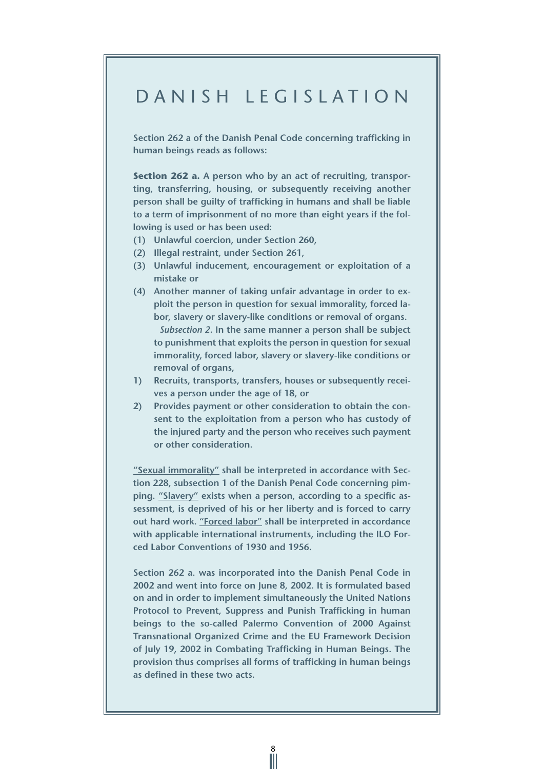# DANISH LEGISLATION

Section 262 a of the Danish Penal Code concerning trafficking in human beings reads as follows:

**Section 262 a.** A person who by an act of recruiting, transporting, transferring, housing, or subsequently receiving another person shall be guilty of trafficking in humans and shall be liable to a term of imprisonment of no more than eight years if the following is used or has been used:

(1) Unlawful coercion, under Section 260,
(2) Illegal restraint, under Section 261,
(3) Unlawful inducement, encouragement or exploitation of a mistake or
(4) Another manner of taking unfair advantage in order to exploit the person in question for sexual immorality, forced labor, slavery or slavery-like conditions or removal of organs.

*Subsection 2*. In the same manner a person shall be subject to punishment that exploits the person in question for sexual immorality, forced labor, slavery or slavery-like conditions or removal of organs,

1) Recruits, transports, transfers, houses or subsequently receives a person under the age of 18, or
2) Provides payment or other consideration to obtain the consent to the exploitation from a person who has custody of the injured party and the person who receives such payment or other consideration.

<u>"Sexual immorality"</u> shall be interpreted in accordance with Section 228, subsection 1 of the Danish Penal Code concerning pimping. <u>"Slavery"</u> exists when a person, according to a specific assessment, is deprived of his or her liberty and is forced to carry out hard work. <u>"Forced labor"</u> shall be interpreted in accordance with applicable international instruments, including the ILO Forced Labor Conventions of 1930 and 1956.

Section 262 a. was incorporated into the Danish Penal Code in 2002 and went into force on June 8, 2002. It is formulated based on and in order to implement simultaneously the United Nations Protocol to Prevent, Suppress and Punish Trafficking in human beings to the so-called Palermo Convention of 2000 Against Transnational Organized Crime and the EU Framework Decision of July 19, 2002 in Combating Trafficking in Human Beings. The provision thus comprises all forms of trafficking in human beings as defined in these two acts.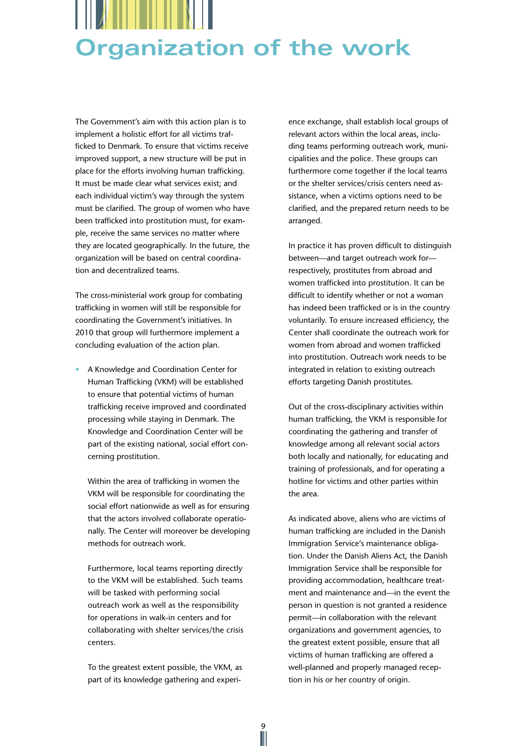# Organization of the work

The Government's aim with this action plan is to implement a holistic effort for all victims trafficked to Denmark. To ensure that victims receive improved support, a new structure will be put in place for the efforts involving human trafficking. It must be made clear what services exist; and each individual victim's way through the system must be clarified. The group of women who have been trafficked into prostitution must, for example, receive the same services no matter where they are located geographically. In the future, the organization will be based on central coordination and decentralized teams.

The cross-ministerial work group for combating trafficking in women will still be responsible for coordinating the Government's initiatives. In 2010 that group will furthermore implement a concluding evaluation of the action plan.

- A Knowledge and Coordination Center for Human Trafficking (VKM) will be established to ensure that potential victims of human trafficking receive improved and coordinated processing while staying in Denmark. The Knowledge and Coordination Center will be part of the existing national, social effort concerning prostitution.

  Within the area of trafficking in women the VKM will be responsible for coordinating the social effort nationwide as well as for ensuring that the actors involved collaborate operationally. The Center will moreover be developing methods for outreach work.

  Furthermore, local teams reporting directly to the VKM will be established. Such teams will be tasked with performing social outreach work as well as the responsibility for operations in walk-in centers and for collaborating with shelter services/the crisis centers.

  To the greatest extent possible, the VKM, as part of its knowledge gathering and experience exchange, shall establish local groups of relevant actors within the local areas, including teams performing outreach work, municipalities and the police. These groups can furthermore come together if the local teams or the shelter services/crisis centers need assistance, when a victims options need to be clarified, and the prepared return needs to be arranged.

In practice it has proven difficult to distinguish between—and target outreach work for—respectively, prostitutes from abroad and women trafficked into prostitution. It can be difficult to identify whether or not a woman has indeed been trafficked or is in the country voluntarily. To ensure increased efficiency, the Center shall coordinate the outreach work for women from abroad and women trafficked into prostitution. Outreach work needs to be integrated in relation to existing outreach efforts targeting Danish prostitutes.

Out of the cross-disciplinary activities within human trafficking, the VKM is responsible for coordinating the gathering and transfer of knowledge among all relevant social actors both locally and nationally, for educating and training of professionals, and for operating a hotline for victims and other parties within the area.

As indicated above, aliens who are victims of human trafficking are included in the Danish Immigration Service's maintenance obligation. Under the Danish Aliens Act, the Danish Immigration Service shall be responsible for providing accommodation, healthcare treatment and maintenance and—in the event the person in question is not granted a residence permit—in collaboration with the relevant organizations and government agencies, to the greatest extent possible, ensure that all victims of human trafficking are offered a well-planned and properly managed reception in his or her country of origin.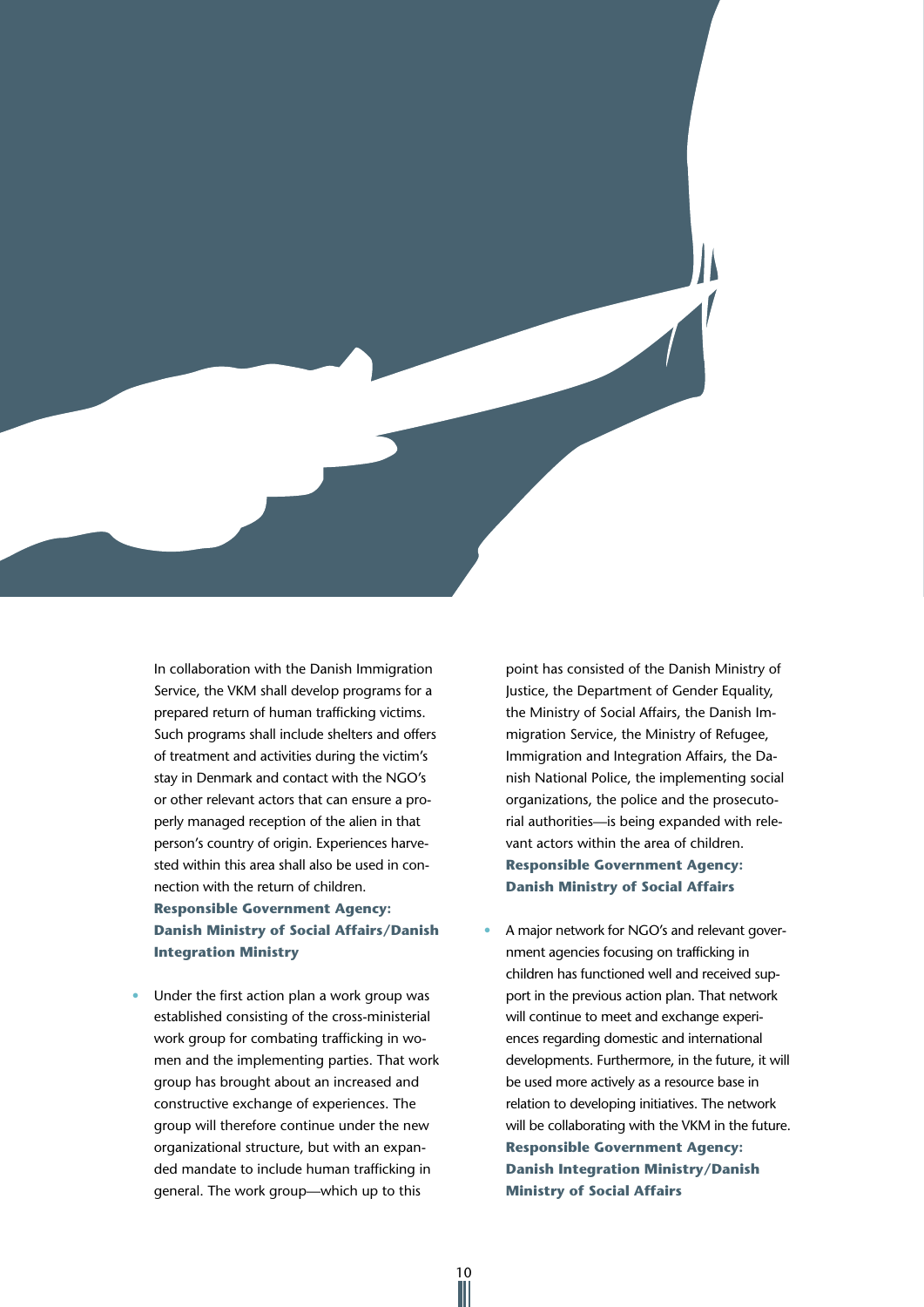In collaboration with the Danish Immigration Service, the VKM shall develop programs for a prepared return of human trafficking victims. Such programs shall include shelters and offers of treatment and activities during the victim's stay in Denmark and contact with the NGO's or other relevant actors that can ensure a properly managed reception of the alien in that person's country of origin. Experiences harvested within this area shall also be used in connection with the return of children.
**Responsible Government Agency: Danish Ministry of Social Affairs/Danish Integration Ministry**

- Under the first action plan a work group was established consisting of the cross-ministerial work group for combating trafficking in women and the implementing parties. That work group has brought about an increased and constructive exchange of experiences. The group will therefore continue under the new organizational structure, but with an expanded mandate to include human trafficking in general. The work group—which up to this point has consisted of the Danish Ministry of Justice, the Department of Gender Equality, the Ministry of Social Affairs, the Danish Immigration Service, the Ministry of Refugee, Immigration and Integration Affairs, the Danish National Police, the implementing social organizations, the police and the prosecutorial authorities—is being expanded with relevant actors within the area of children.
**Responsible Government Agency: Danish Ministry of Social Affairs**

- A major network for NGO's and relevant government agencies focusing on trafficking in children has functioned well and received support in the previous action plan. That network will continue to meet and exchange experiences regarding domestic and international developments. Furthermore, in the future, it will be used more actively as a resource base in relation to developing initiatives. The network will be collaborating with the VKM in the future.
**Responsible Government Agency: Danish Integration Ministry/Danish Ministry of Social Affairs**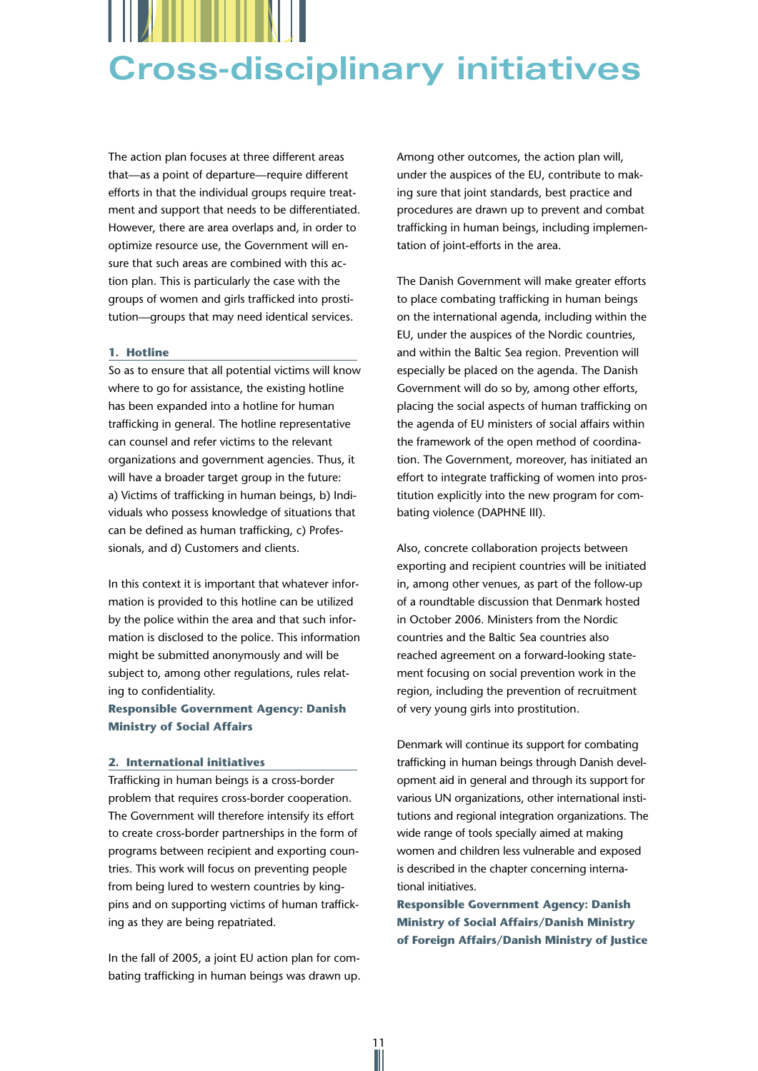# Cross-disciplinary initiatives

The action plan focuses at three different areas that—as a point of departure—require different efforts in that the individual groups require treatment and support that needs to be differentiated. However, there are area overlaps and, in order to optimize resource use, the Government will ensure that such areas are combined with this action plan. This is particularly the case with the groups of women and girls trafficked into prostitution—groups that may need identical services.

### 1. Hotline

So as to ensure that all potential victims will know where to go for assistance, the existing hotline has been expanded into a hotline for human trafficking in general. The hotline representative can counsel and refer victims to the relevant organizations and government agencies. Thus, it will have a broader target group in the future: a) Victims of trafficking in human beings, b) Individuals who possess knowledge of situations that can be defined as human trafficking, c) Professionals, and d) Customers and clients.

In this context it is important that whatever information is provided to this hotline can be utilized by the police within the area and that such information is disclosed to the police. This information might be submitted anonymously and will be subject to, among other regulations, rules relating to confidentiality.

**Responsible Government Agency: Danish Ministry of Social Affairs**

### 2. International initiatives

Trafficking in human beings is a cross-border problem that requires cross-border cooperation. The Government will therefore intensify its effort to create cross-border partnerships in the form of programs between recipient and exporting countries. This work will focus on preventing people from being lured to western countries by kingpins and on supporting victims of human trafficking as they are being repatriated.

In the fall of 2005, a joint EU action plan for combating trafficking in human beings was drawn up. Among other outcomes, the action plan will, under the auspices of the EU, contribute to making sure that joint standards, best practice and procedures are drawn up to prevent and combat trafficking in human beings, including implementation of joint-efforts in the area.

The Danish Government will make greater efforts to place combating trafficking in human beings on the international agenda, including within the EU, under the auspices of the Nordic countries, and within the Baltic Sea region. Prevention will especially be placed on the agenda. The Danish Government will do so by, among other efforts, placing the social aspects of human trafficking on the agenda of EU ministers of social affairs within the framework of the open method of coordination. The Government, moreover, has initiated an effort to integrate trafficking of women into prostitution explicitly into the new program for combating violence (DAPHNE III).

Also, concrete collaboration projects between exporting and recipient countries will be initiated in, among other venues, as part of the follow-up of a roundtable discussion that Denmark hosted in October 2006. Ministers from the Nordic countries and the Baltic Sea countries also reached agreement on a forward-looking statement focusing on social prevention work in the region, including the prevention of recruitment of very young girls into prostitution.

Denmark will continue its support for combating trafficking in human beings through Danish development aid in general and through its support for various UN organizations, other international institutions and regional integration organizations. The wide range of tools specially aimed at making women and children less vulnerable and exposed is described in the chapter concerning international initiatives.

**Responsible Government Agency: Danish Ministry of Social Affairs/Danish Ministry of Foreign Affairs/Danish Ministry of Justice**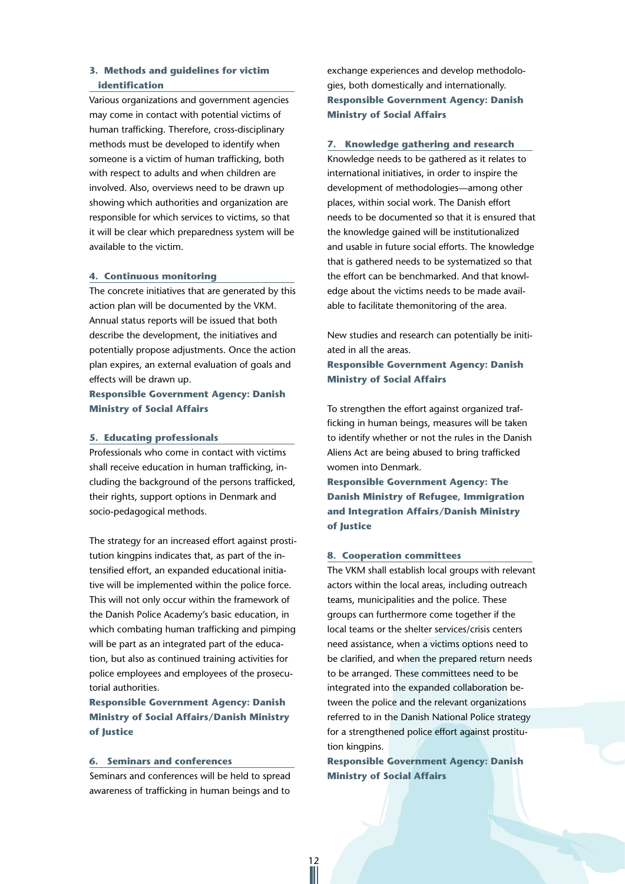### 3. Methods and guidelines for victim identification

Various organizations and government agencies may come in contact with potential victims of human trafficking. Therefore, cross-disciplinary methods must be developed to identify when someone is a victim of human trafficking, both with respect to adults and when children are involved. Also, overviews need to be drawn up showing which authorities and organization are responsible for which services to victims, so that it will be clear which preparedness system will be available to the victim.

### 4. Continuous monitoring

The concrete initiatives that are generated by this action plan will be documented by the VKM. Annual status reports will be issued that both describe the development, the initiatives and potentially propose adjustments. Once the action plan expires, an external evaluation of goals and effects will be drawn up.

**Responsible Government Agency: Danish Ministry of Social Affairs**

### 5. Educating professionals

Professionals who come in contact with victims shall receive education in human trafficking, including the background of the persons trafficked, their rights, support options in Denmark and socio-pedagogical methods.

The strategy for an increased effort against prostitution kingpins indicates that, as part of the intensified effort, an expanded educational initiative will be implemented within the police force. This will not only occur within the framework of the Danish Police Academy's basic education, in which combating human trafficking and pimping will be part as an integrated part of the education, but also as continued training activities for police employees and employees of the prosecutorial authorities.

**Responsible Government Agency: Danish Ministry of Social Affairs/Danish Ministry of Justice**

### 6. Seminars and conferences

Seminars and conferences will be held to spread awareness of trafficking in human beings and to exchange experiences and develop methodologies, both domestically and internationally.

**Responsible Government Agency: Danish Ministry of Social Affairs**

### 7. Knowledge gathering and research

Knowledge needs to be gathered as it relates to international initiatives, in order to inspire the development of methodologies—among other places, within social work. The Danish effort needs to be documented so that it is ensured that the knowledge gained will be institutionalized and usable in future social efforts. The knowledge that is gathered needs to be systematized so that the effort can be benchmarked. And that knowledge about the victims needs to be made available to facilitate themonitoring of the area.

New studies and research can potentially be initiated in all the areas.

**Responsible Government Agency: Danish Ministry of Social Affairs**

To strengthen the effort against organized trafficking in human beings, measures will be taken to identify whether or not the rules in the Danish Aliens Act are being abused to bring trafficked women into Denmark.

**Responsible Government Agency: The Danish Ministry of Refugee, Immigration and Integration Affairs/Danish Ministry of Justice**

### 8. Cooperation committees

The VKM shall establish local groups with relevant actors within the local areas, including outreach teams, municipalities and the police. These groups can furthermore come together if the local teams or the shelter services/crisis centers need assistance, when a victims options need to be clarified, and when the prepared return needs to be arranged. These committees need to be integrated into the expanded collaboration between the police and the relevant organizations referred to in the Danish National Police strategy for a strengthened police effort against prostitution kingpins.

**Responsible Government Agency: Danish Ministry of Social Affairs**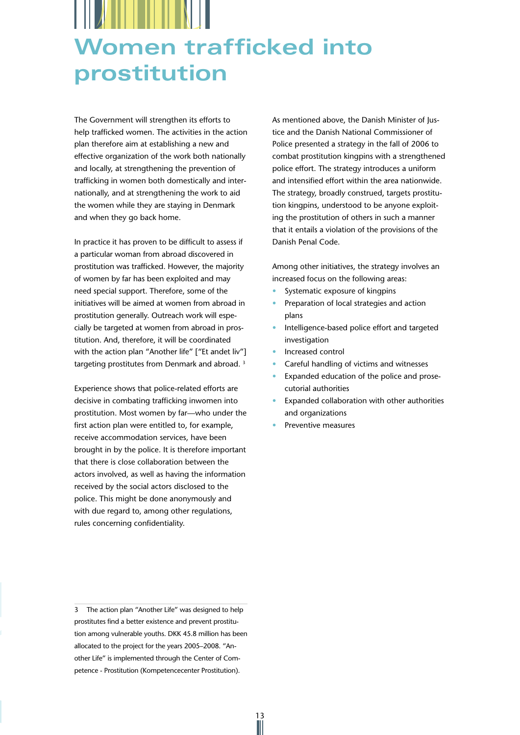# Women trafficked into prostitution

The Government will strengthen its efforts to help trafficked women. The activities in the action plan therefore aim at establishing a new and effective organization of the work both nationally and locally, at strengthening the prevention of trafficking in women both domestically and internationally, and at strengthening the work to aid the women while they are staying in Denmark and when they go back home.

In practice it has proven to be difficult to assess if a particular woman from abroad discovered in prostitution was trafficked. However, the majority of women by far has been exploited and may need special support. Therefore, some of the initiatives will be aimed at women from abroad in prostitution generally. Outreach work will especially be targeted at women from abroad in prostitution. And, therefore, it will be coordinated with the action plan "Another life" ["Et andet liv"] targeting prostitutes from Denmark and abroad. [3]

Experience shows that police-related efforts are decisive in combating trafficking inwomen into prostitution. Most women by far—who under the first action plan were entitled to, for example, receive accommodation services, have been brought in by the police. It is therefore important that there is close collaboration between the actors involved, as well as having the information received by the social actors disclosed to the police. This might be done anonymously and with due regard to, among other regulations, rules concerning confidentiality.

As mentioned above, the Danish Minister of Justice and the Danish National Commissioner of Police presented a strategy in the fall of 2006 to combat prostitution kingpins with a strengthened police effort. The strategy introduces a uniform and intensified effort within the area nationwide. The strategy, broadly construed, targets prostitution kingpins, understood to be anyone exploiting the prostitution of others in such a manner that it entails a violation of the provisions of the Danish Penal Code.

Among other initiatives, the strategy involves an increased focus on the following areas:

- Systematic exposure of kingpins
- Preparation of local strategies and action plans
- Intelligence-based police effort and targeted investigation
- Increased control
- Careful handling of victims and witnesses
- Expanded education of the police and prosecutorial authorities
- Expanded collaboration with other authorities and organizations
- Preventive measures

3 The action plan "Another Life" was designed to help prostitutes find a better existence and prevent prostitution among vulnerable youths. DKK 45.8 million has been allocated to the project for the years 2005–2008. "Another Life" is implemented through the Center of Competence - Prostitution (Kompetencecenter Prostitution).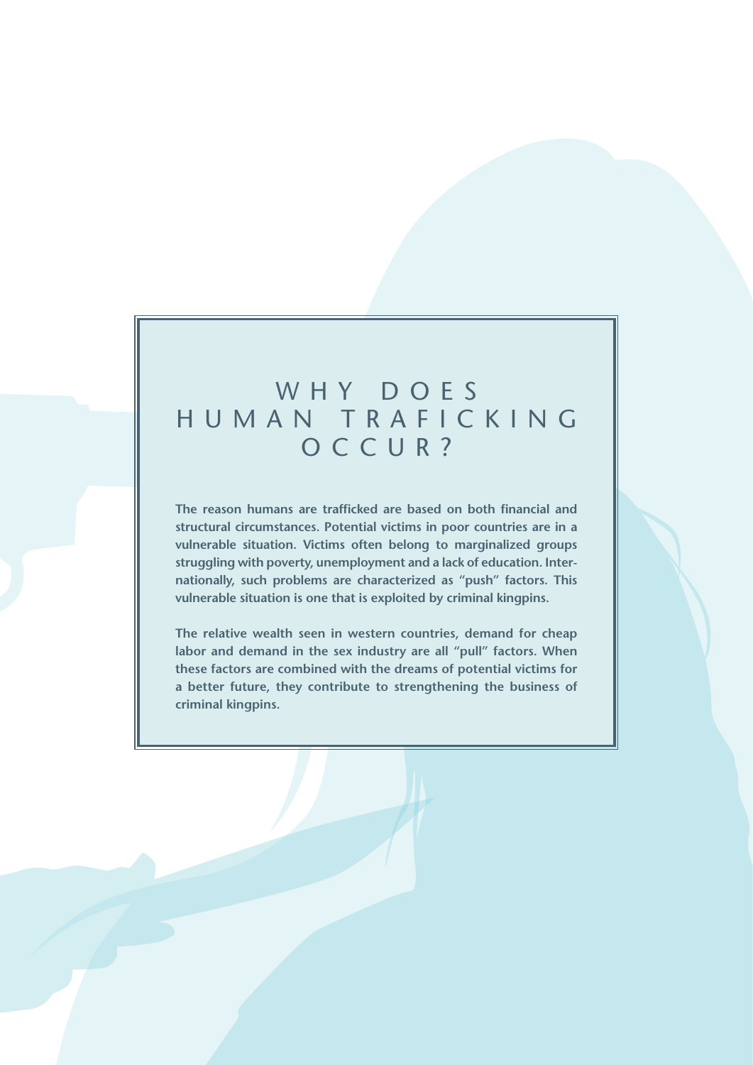# WHY DOES HUMAN TRAFICKING OCCUR?

**The reason humans are trafficked are based on both financial and structural circumstances. Potential victims in poor countries are in a vulnerable situation. Victims often belong to marginalized groups struggling with poverty, unemployment and a lack of education. Internationally, such problems are characterized as "push" factors. This vulnerable situation is one that is exploited by criminal kingpins.**

**The relative wealth seen in western countries, demand for cheap labor and demand in the sex industry are all "pull" factors. When these factors are combined with the dreams of potential victims for a better future, they contribute to strengthening the business of criminal kingpins.**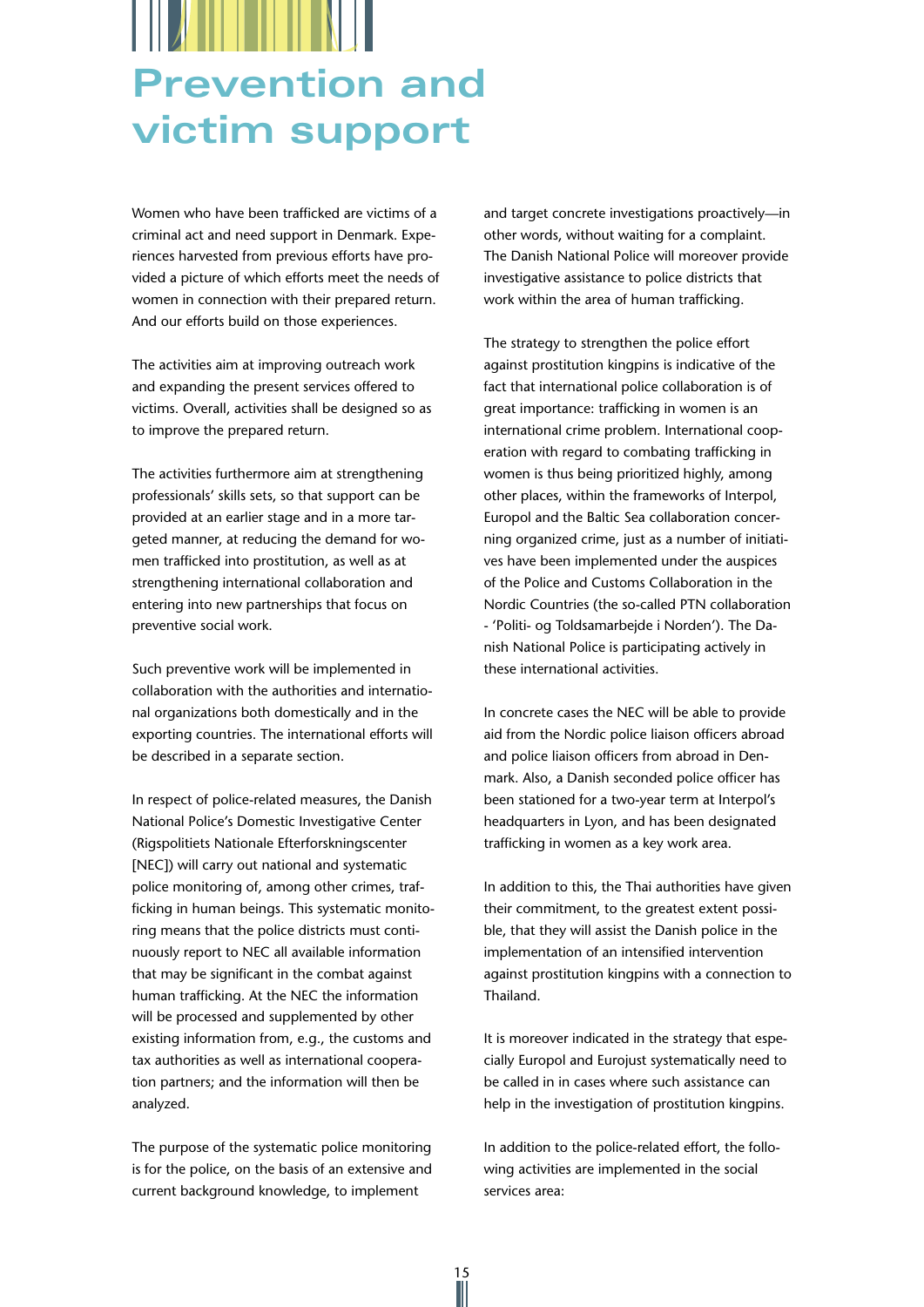# Prevention and victim support

Women who have been trafficked are victims of a criminal act and need support in Denmark. Experiences harvested from previous efforts have provided a picture of which efforts meet the needs of women in connection with their prepared return. And our efforts build on those experiences.

The activities aim at improving outreach work and expanding the present services offered to victims. Overall, activities shall be designed so as to improve the prepared return.

The activities furthermore aim at strengthening professionals' skills sets, so that support can be provided at an earlier stage and in a more targeted manner, at reducing the demand for women trafficked into prostitution, as well as at strengthening international collaboration and entering into new partnerships that focus on preventive social work.

Such preventive work will be implemented in collaboration with the authorities and international organizations both domestically and in the exporting countries. The international efforts will be described in a separate section.

In respect of police-related measures, the Danish National Police's Domestic Investigative Center (Rigspolitiets Nationale Efterforskningscenter [NEC]) will carry out national and systematic police monitoring of, among other crimes, trafficking in human beings. This systematic monitoring means that the police districts must continuously report to NEC all available information that may be significant in the combat against human trafficking. At the NEC the information will be processed and supplemented by other existing information from, e.g., the customs and tax authorities as well as international cooperation partners; and the information will then be analyzed.

The purpose of the systematic police monitoring is for the police, on the basis of an extensive and current background knowledge, to implement and target concrete investigations proactively—in other words, without waiting for a complaint. The Danish National Police will moreover provide investigative assistance to police districts that work within the area of human trafficking.

The strategy to strengthen the police effort against prostitution kingpins is indicative of the fact that international police collaboration is of great importance: trafficking in women is an international crime problem. International cooperation with regard to combating trafficking in women is thus being prioritized highly, among other places, within the frameworks of Interpol, Europol and the Baltic Sea collaboration concerning organized crime, just as a number of initiatives have been implemented under the auspices of the Police and Customs Collaboration in the Nordic Countries (the so-called PTN collaboration - 'Politi- og Toldsamarbejde i Norden'). The Danish National Police is participating actively in these international activities.

In concrete cases the NEC will be able to provide aid from the Nordic police liaison officers abroad and police liaison officers from abroad in Denmark. Also, a Danish seconded police officer has been stationed for a two-year term at Interpol's headquarters in Lyon, and has been designated trafficking in women as a key work area.

In addition to this, the Thai authorities have given their commitment, to the greatest extent possible, that they will assist the Danish police in the implementation of an intensified intervention against prostitution kingpins with a connection to Thailand.

It is moreover indicated in the strategy that especially Europol and Eurojust systematically need to be called in in cases where such assistance can help in the investigation of prostitution kingpins.

In addition to the police-related effort, the following activities are implemented in the social services area: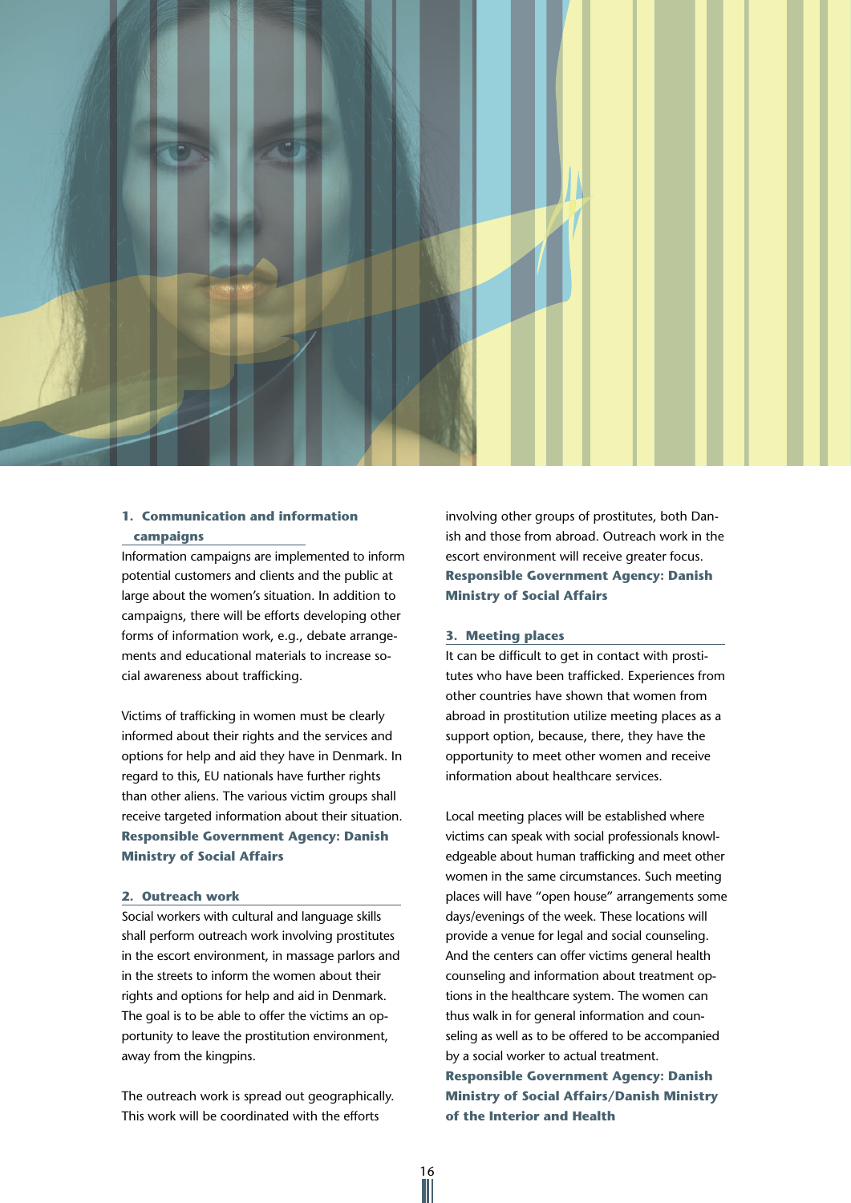### 1. Communication and information campaigns

Information campaigns are implemented to inform potential customers and clients and the public at large about the women's situation. In addition to campaigns, there will be efforts developing other forms of information work, e.g., debate arrangements and educational materials to increase social awareness about trafficking.

Victims of trafficking in women must be clearly informed about their rights and the services and options for help and aid they have in Denmark. In regard to this, EU nationals have further rights than other aliens. The various victim groups shall receive targeted information about their situation.

**Responsible Government Agency: Danish Ministry of Social Affairs**

### 2. Outreach work

Social workers with cultural and language skills shall perform outreach work involving prostitutes in the escort environment, in massage parlors and in the streets to inform the women about their rights and options for help and aid in Denmark. The goal is to be able to offer the victims an opportunity to leave the prostitution environment, away from the kingpins.

The outreach work is spread out geographically. This work will be coordinated with the efforts involving other groups of prostitutes, both Danish and those from abroad. Outreach work in the escort environment will receive greater focus.

**Responsible Government Agency: Danish Ministry of Social Affairs**

### 3. Meeting places

It can be difficult to get in contact with prostitutes who have been trafficked. Experiences from other countries have shown that women from abroad in prostitution utilize meeting places as a support option, because, there, they have the opportunity to meet other women and receive information about healthcare services.

Local meeting places will be established where victims can speak with social professionals knowledgeable about human trafficking and meet other women in the same circumstances. Such meeting places will have "open house" arrangements some days/evenings of the week. These locations will provide a venue for legal and social counseling. And the centers can offer victims general health counseling and information about treatment options in the healthcare system. The women can thus walk in for general information and counseling as well as to be offered to be accompanied by a social worker to actual treatment.

**Responsible Government Agency: Danish Ministry of Social Affairs/Danish Ministry of the Interior and Health**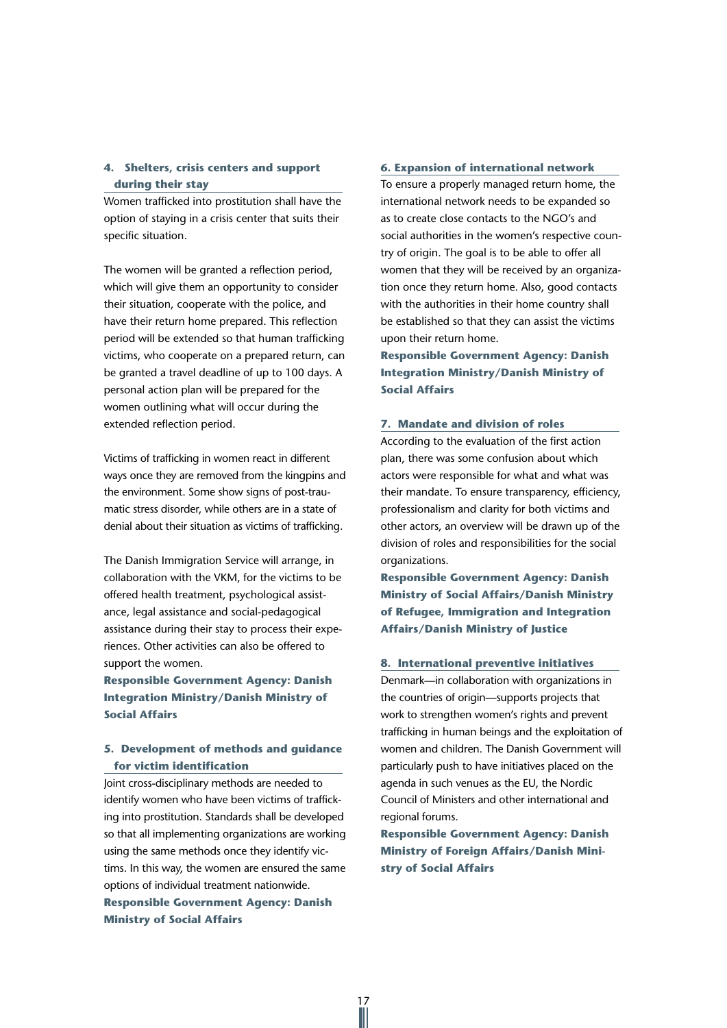### 4. Shelters, crisis centers and support during their stay

Women trafficked into prostitution shall have the option of staying in a crisis center that suits their specific situation.

The women will be granted a reflection period, which will give them an opportunity to consider their situation, cooperate with the police, and have their return home prepared. This reflection period will be extended so that human trafficking victims, who cooperate on a prepared return, can be granted a travel deadline of up to 100 days. A personal action plan will be prepared for the women outlining what will occur during the extended reflection period.

Victims of trafficking in women react in different ways once they are removed from the kingpins and the environment. Some show signs of post-traumatic stress disorder, while others are in a state of denial about their situation as victims of trafficking.

The Danish Immigration Service will arrange, in collaboration with the VKM, for the victims to be offered health treatment, psychological assistance, legal assistance and social-pedagogical assistance during their stay to process their experiences. Other activities can also be offered to support the women.

**Responsible Government Agency: Danish Integration Ministry/Danish Ministry of Social Affairs**

### 5. Development of methods and guidance for victim identification

Joint cross-disciplinary methods are needed to identify women who have been victims of trafficking into prostitution. Standards shall be developed so that all implementing organizations are working using the same methods once they identify victims. In this way, the women are ensured the same options of individual treatment nationwide.

**Responsible Government Agency: Danish Ministry of Social Affairs**

### 6. Expansion of international network

To ensure a properly managed return home, the international network needs to be expanded so as to create close contacts to the NGO's and social authorities in the women's respective country of origin. The goal is to be able to offer all women that they will be received by an organization once they return home. Also, good contacts with the authorities in their home country shall be established so that they can assist the victims upon their return home.

**Responsible Government Agency: Danish Integration Ministry/Danish Ministry of Social Affairs**

### 7. Mandate and division of roles

According to the evaluation of the first action plan, there was some confusion about which actors were responsible for what and what was their mandate. To ensure transparency, efficiency, professionalism and clarity for both victims and other actors, an overview will be drawn up of the division of roles and responsibilities for the social organizations.

**Responsible Government Agency: Danish Ministry of Social Affairs/Danish Ministry of Refugee, Immigration and Integration Affairs/Danish Ministry of Justice**

### 8. International preventive initiatives

Denmark—in collaboration with organizations in the countries of origin—supports projects that work to strengthen women's rights and prevent trafficking in human beings and the exploitation of women and children. The Danish Government will particularly push to have initiatives placed on the agenda in such venues as the EU, the Nordic Council of Ministers and other international and regional forums.

**Responsible Government Agency: Danish Ministry of Foreign Affairs/Danish Ministry of Social Affairs**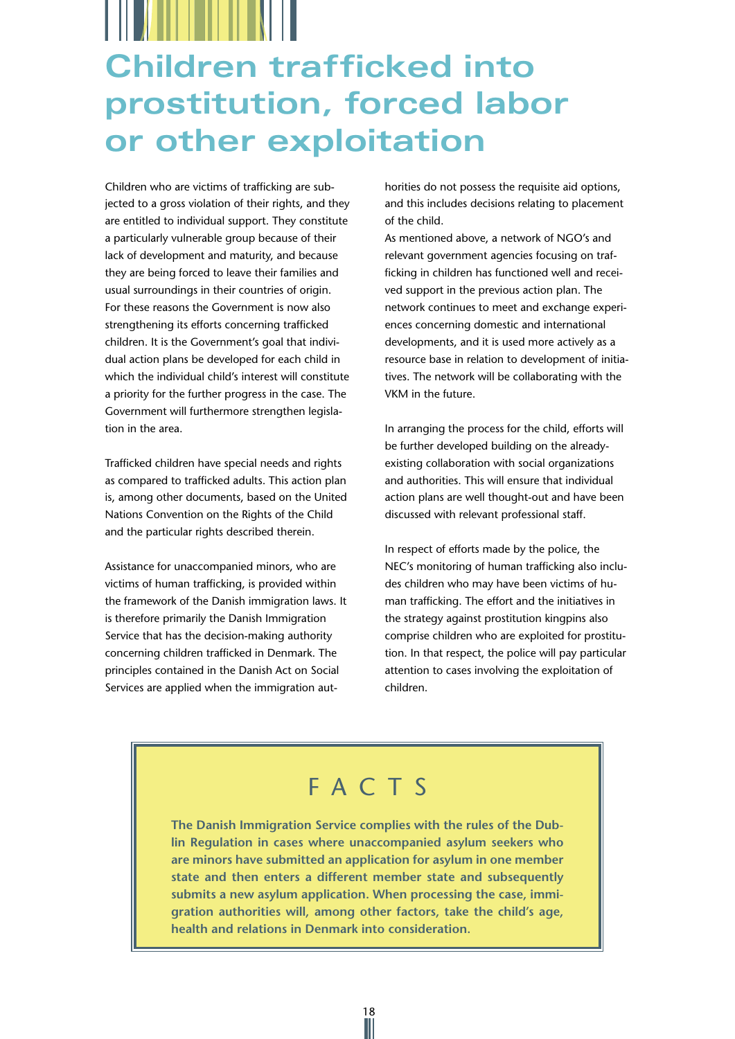# Children trafficked into prostitution, forced labor or other exploitation

Children who are victims of trafficking are subjected to a gross violation of their rights, and they are entitled to individual support. They constitute a particularly vulnerable group because of their lack of development and maturity, and because they are being forced to leave their families and usual surroundings in their countries of origin. For these reasons the Government is now also strengthening its efforts concerning trafficked children. It is the Government's goal that individual action plans be developed for each child in which the individual child's interest will constitute a priority for the further progress in the case. The Government will furthermore strengthen legislation in the area.

Trafficked children have special needs and rights as compared to trafficked adults. This action plan is, among other documents, based on the United Nations Convention on the Rights of the Child and the particular rights described therein.

Assistance for unaccompanied minors, who are victims of human trafficking, is provided within the framework of the Danish immigration laws. It is therefore primarily the Danish Immigration Service that has the decision-making authority concerning children trafficked in Denmark. The principles contained in the Danish Act on Social Services are applied when the immigration authorities do not possess the requisite aid options, and this includes decisions relating to placement of the child.

As mentioned above, a network of NGO's and relevant government agencies focusing on trafficking in children has functioned well and received support in the previous action plan. The network continues to meet and exchange experiences concerning domestic and international developments, and it is used more actively as a resource base in relation to development of initiatives. The network will be collaborating with the VKM in the future.

In arranging the process for the child, efforts will be further developed building on the already-existing collaboration with social organizations and authorities. This will ensure that individual action plans are well thought-out and have been discussed with relevant professional staff.

In respect of efforts made by the police, the NEC's monitoring of human trafficking also includes children who may have been victims of human trafficking. The effort and the initiatives in the strategy against prostitution kingpins also comprise children who are exploited for prostitution. In that respect, the police will pay particular attention to cases involving the exploitation of children.

## FACTS

**The Danish Immigration Service complies with the rules of the Dublin Regulation in cases where unaccompanied asylum seekers who are minors have submitted an application for asylum in one member state and then enters a different member state and subsequently submits a new asylum application. When processing the case, immigration authorities will, among other factors, take the child's age, health and relations in Denmark into consideration.**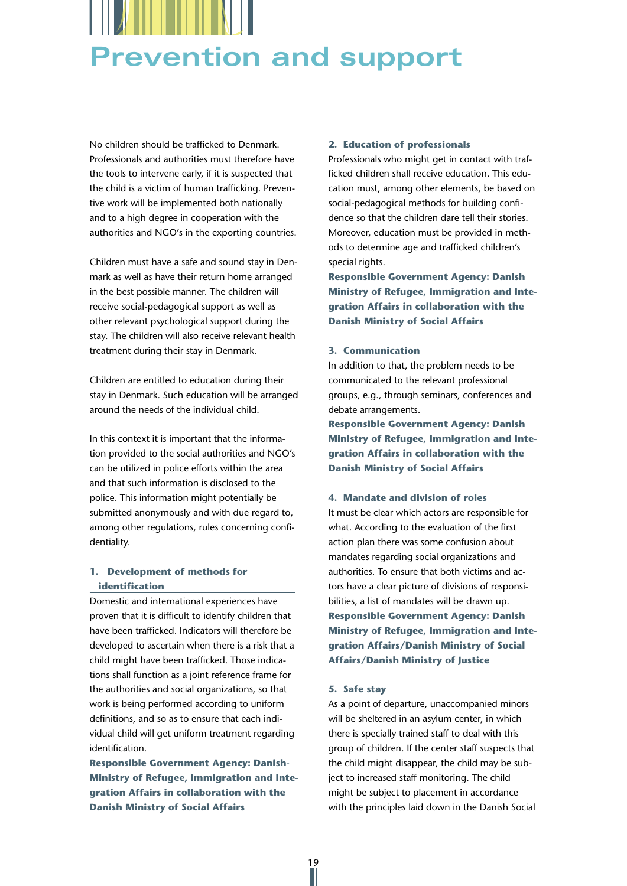# Prevention and support

No children should be trafficked to Denmark. Professionals and authorities must therefore have the tools to intervene early, if it is suspected that the child is a victim of human trafficking. Preventive work will be implemented both nationally and to a high degree in cooperation with the authorities and NGO's in the exporting countries.

Children must have a safe and sound stay in Denmark as well as have their return home arranged in the best possible manner. The children will receive social-pedagogical support as well as other relevant psychological support during the stay. The children will also receive relevant health treatment during their stay in Denmark.

Children are entitled to education during their stay in Denmark. Such education will be arranged around the needs of the individual child.

In this context it is important that the information provided to the social authorities and NGO's can be utilized in police efforts within the area and that such information is disclosed to the police. This information might potentially be submitted anonymously and with due regard to, among other regulations, rules concerning confidentiality.

### 1. Development of methods for identification

Domestic and international experiences have proven that it is difficult to identify children that have been trafficked. Indicators will therefore be developed to ascertain when there is a risk that a child might have been trafficked. Those indications shall function as a joint reference frame for the authorities and social organizations, so that work is being performed according to uniform definitions, and so as to ensure that each individual child will get uniform treatment regarding identification.

**Responsible Government Agency: Danish Ministry of Refugee, Immigration and Integration Affairs in collaboration with the Danish Ministry of Social Affairs**

### 2. Education of professionals

Professionals who might get in contact with trafficked children shall receive education. This education must, among other elements, be based on social-pedagogical methods for building confidence so that the children dare tell their stories. Moreover, education must be provided in methods to determine age and trafficked children's special rights.

**Responsible Government Agency: Danish Ministry of Refugee, Immigration and Integration Affairs in collaboration with the Danish Ministry of Social Affairs**

### 3. Communication

In addition to that, the problem needs to be communicated to the relevant professional groups, e.g., through seminars, conferences and debate arrangements.

**Responsible Government Agency: Danish Ministry of Refugee, Immigration and Integration Affairs in collaboration with the Danish Ministry of Social Affairs**

### 4. Mandate and division of roles

It must be clear which actors are responsible for what. According to the evaluation of the first action plan there was some confusion about mandates regarding social organizations and authorities. To ensure that both victims and actors have a clear picture of divisions of responsibilities, a list of mandates will be drawn up.

**Responsible Government Agency: Danish Ministry of Refugee, Immigration and Integration Affairs/Danish Ministry of Social Affairs/Danish Ministry of Justice**

### 5. Safe stay

As a point of departure, unaccompanied minors will be sheltered in an asylum center, in which there is specially trained staff to deal with this group of children. If the center staff suspects that the child might disappear, the child may be subject to increased staff monitoring. The child might be subject to placement in accordance with the principles laid down in the Danish Social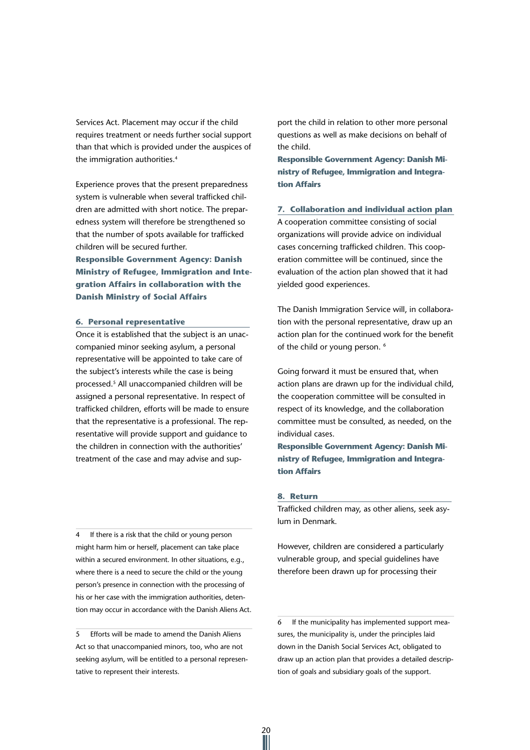Services Act. Placement may occur if the child requires treatment or needs further social support than that which is provided under the auspices of the immigration authorities.[4]

Experience proves that the present preparedness system is vulnerable when several trafficked children are admitted with short notice. The preparedness system will therefore be strengthened so that the number of spots available for trafficked children will be secured further.

**Responsible Government Agency: Danish Ministry of Refugee, Immigration and Integration Affairs in collaboration with the Danish Ministry of Social Affairs**

### 6. Personal representative

Once it is established that the subject is an unaccompanied minor seeking asylum, a personal representative will be appointed to take care of the subject's interests while the case is being processed.[5] All unaccompanied children will be assigned a personal representative. In respect of trafficked children, efforts will be made to ensure that the representative is a professional. The representative will provide support and guidance to the children in connection with the authorities' treatment of the case and may advise and support the child in relation to other more personal questions as well as make decisions on behalf of the child.

**Responsible Government Agency: Danish Ministry of Refugee, Immigration and Integration Affairs**

### 7. Collaboration and individual action plan

A cooperation committee consisting of social organizations will provide advice on individual cases concerning trafficked children. This cooperation committee will be continued, since the evaluation of the action plan showed that it had yielded good experiences.

The Danish Immigration Service will, in collaboration with the personal representative, draw up an action plan for the continued work for the benefit of the child or young person.[6]

Going forward it must be ensured that, when action plans are drawn up for the individual child, the cooperation committee will be consulted in respect of its knowledge, and the collaboration committee must be consulted, as needed, on the individual cases.

**Responsible Government Agency: Danish Ministry of Refugee, Immigration and Integration Affairs**

### 8. Return

Trafficked children may, as other aliens, seek asylum in Denmark.

However, children are considered a particularly vulnerable group, and special guidelines have therefore been drawn up for processing their

---

4 If there is a risk that the child or young person might harm him or herself, placement can take place within a secured environment. In other situations, e.g., where there is a need to secure the child or the young person's presence in connection with the processing of his or her case with the immigration authorities, detention may occur in accordance with the Danish Aliens Act.

5 Efforts will be made to amend the Danish Aliens Act so that unaccompanied minors, too, who are not seeking asylum, will be entitled to a personal representative to represent their interests.

6 If the municipality has implemented support measures, the municipality is, under the principles laid down in the Danish Social Services Act, obligated to draw up an action plan that provides a detailed description of goals and subsidiary goals of the support.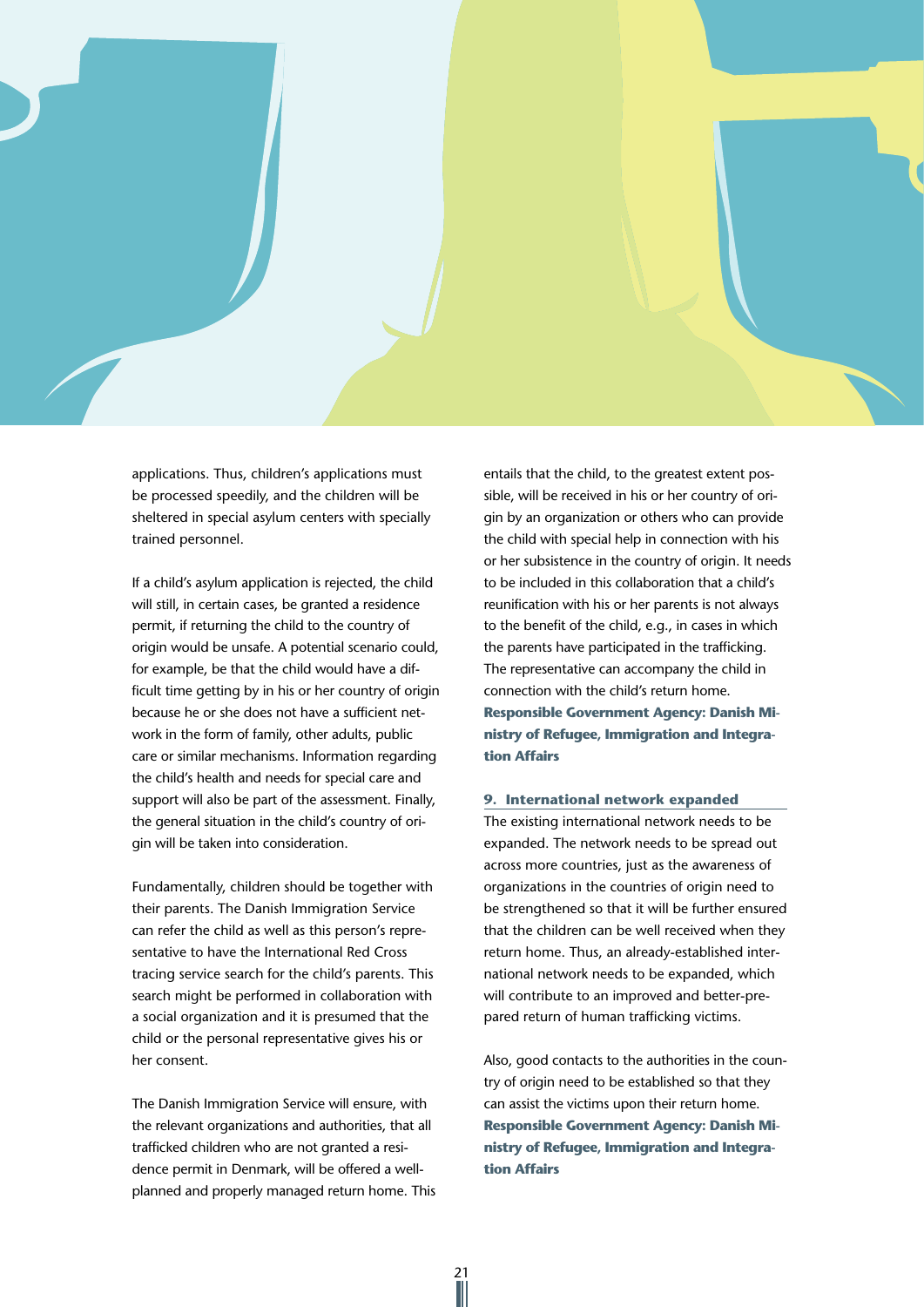applications. Thus, children's applications must be processed speedily, and the children will be sheltered in special asylum centers with specially trained personnel.

If a child's asylum application is rejected, the child will still, in certain cases, be granted a residence permit, if returning the child to the country of origin would be unsafe. A potential scenario could, for example, be that the child would have a difficult time getting by in his or her country of origin because he or she does not have a sufficient network in the form of family, other adults, public care or similar mechanisms. Information regarding the child's health and needs for special care and support will also be part of the assessment. Finally, the general situation in the child's country of origin will be taken into consideration.

Fundamentally, children should be together with their parents. The Danish Immigration Service can refer the child as well as this person's representative to have the International Red Cross tracing service search for the child's parents. This search might be performed in collaboration with a social organization and it is presumed that the child or the personal representative gives his or her consent.

The Danish Immigration Service will ensure, with the relevant organizations and authorities, that all trafficked children who are not granted a residence permit in Denmark, will be offered a well-planned and properly managed return home. This entails that the child, to the greatest extent possible, will be received in his or her country of origin by an organization or others who can provide the child with special help in connection with his or her subsistence in the country of origin. It needs to be included in this collaboration that a child's reunification with his or her parents is not always to the benefit of the child, e.g., in cases in which the parents have participated in the trafficking. The representative can accompany the child in connection with the child's return home.
**Responsible Government Agency: Danish Ministry of Refugee, Immigration and Integration Affairs**

### 9. International network expanded

The existing international network needs to be expanded. The network needs to be spread out across more countries, just as the awareness of organizations in the countries of origin need to be strengthened so that it will be further ensured that the children can be well received when they return home. Thus, an already-established international network needs to be expanded, which will contribute to an improved and better-prepared return of human trafficking victims.

Also, good contacts to the authorities in the country of origin need to be established so that they can assist the victims upon their return home.
**Responsible Government Agency: Danish Ministry of Refugee, Immigration and Integration Affairs**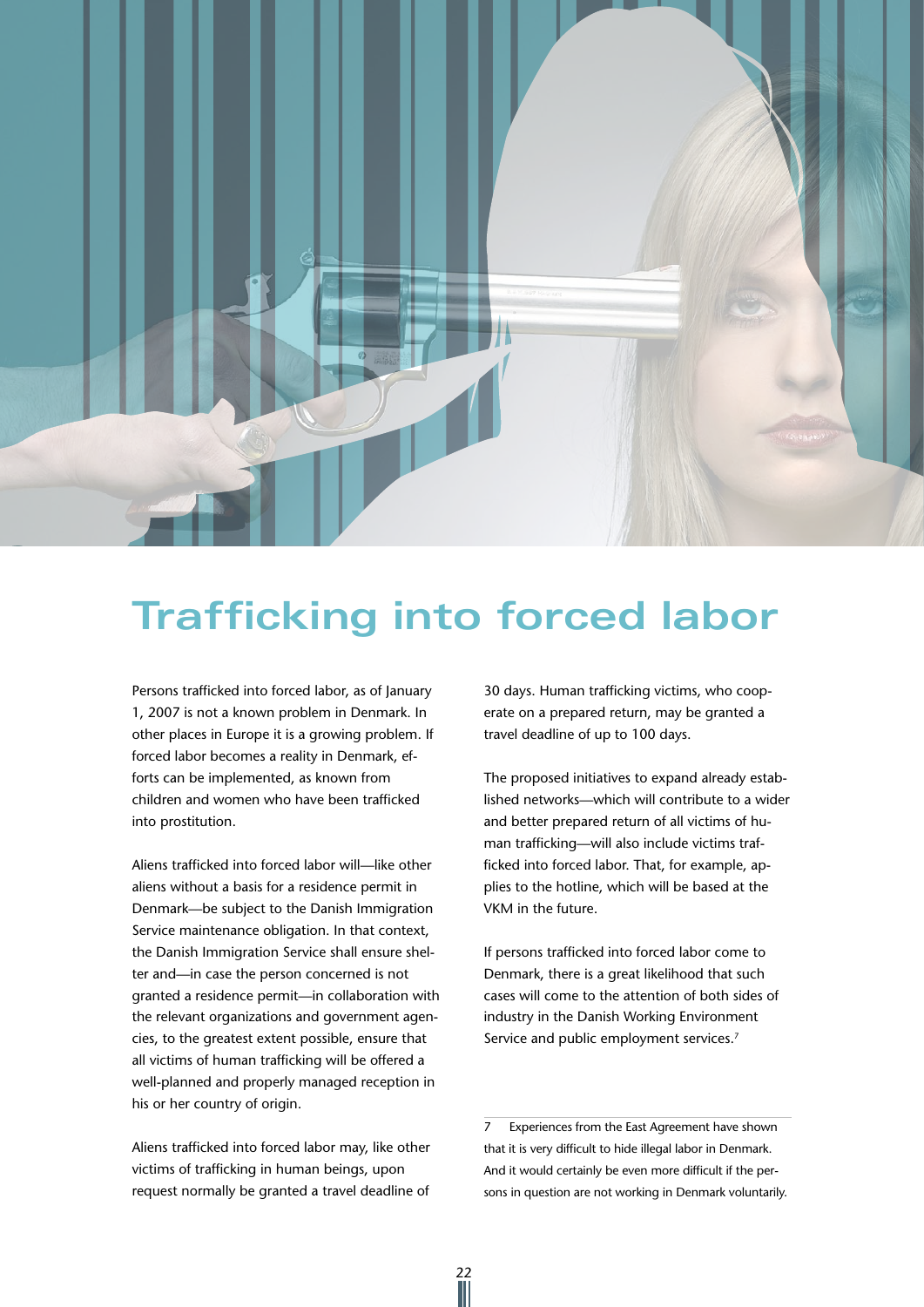# Trafficking into forced labor

Persons trafficked into forced labor, as of January 1, 2007 is not a known problem in Denmark. In other places in Europe it is a growing problem. If forced labor becomes a reality in Denmark, efforts can be implemented, as known from children and women who have been trafficked into prostitution.

Aliens trafficked into forced labor will—like other aliens without a basis for a residence permit in Denmark—be subject to the Danish Immigration Service maintenance obligation. In that context, the Danish Immigration Service shall ensure shelter and—in case the person concerned is not granted a residence permit—in collaboration with the relevant organizations and government agencies, to the greatest extent possible, ensure that all victims of human trafficking will be offered a well-planned and properly managed reception in his or her country of origin.

Aliens trafficked into forced labor may, like other victims of trafficking in human beings, upon request normally be granted a travel deadline of 30 days. Human trafficking victims, who cooperate on a prepared return, may be granted a travel deadline of up to 100 days.

The proposed initiatives to expand already established networks—which will contribute to a wider and better prepared return of all victims of human trafficking—will also include victims trafficked into forced labor. That, for example, applies to the hotline, which will be based at the VKM in the future.

If persons trafficked into forced labor come to Denmark, there is a great likelihood that such cases will come to the attention of both sides of industry in the Danish Working Environment Service and public employment services.[7]

---

7 Experiences from the East Agreement have shown that it is very difficult to hide illegal labor in Denmark. And it would certainly be even more difficult if the persons in question are not working in Denmark voluntarily.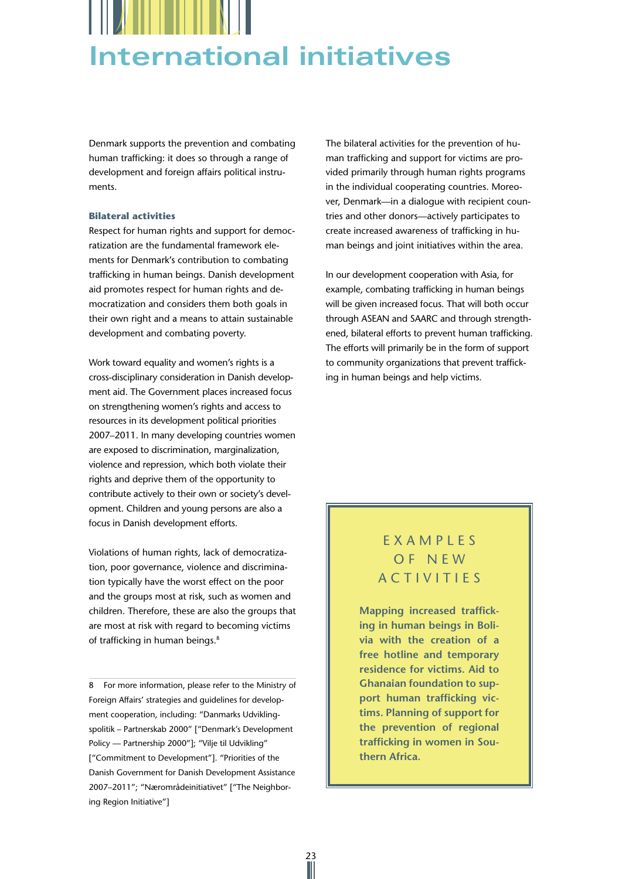# International initiatives

Denmark supports the prevention and combating human trafficking: it does so through a range of development and foreign affairs political instruments.

### Bilateral activities

Respect for human rights and support for democratization are the fundamental framework elements for Denmark's contribution to combating trafficking in human beings. Danish development aid promotes respect for human rights and democratization and considers them both goals in their own right and a means to attain sustainable development and combating poverty.

Work toward equality and women's rights is a cross-disciplinary consideration in Danish development aid. The Government places increased focus on strengthening women's rights and access to resources in its development political priorities 2007–2011. In many developing countries women are exposed to discrimination, marginalization, violence and repression, which both violate their rights and deprive them of the opportunity to contribute actively to their own or society's development. Children and young persons are also a focus in Danish development efforts.

Violations of human rights, lack of democratization, poor governance, violence and discrimination typically have the worst effect on the poor and the groups most at risk, such as women and children. Therefore, these are also the groups that are most at risk with regard to becoming victims of trafficking in human beings.[8]

The bilateral activities for the prevention of human trafficking and support for victims are provided primarily through human rights programs in the individual cooperating countries. Moreover, Denmark—in a dialogue with recipient countries and other donors—actively participates to create increased awareness of trafficking in human beings and joint initiatives within the area.

In our development cooperation with Asia, for example, combating trafficking in human beings will be given increased focus. That will both occur through ASEAN and SAARC and through strengthened, bilateral efforts to prevent human trafficking. The efforts will primarily be in the form of support to community organizations that prevent trafficking in human beings and help victims.

> **EXAMPLES OF NEW ACTIVITIES**
>
> **Mapping increased trafficking in human beings in Bolivia with the creation of a free hotline and temporary residence for victims. Aid to Ghanaian foundation to support human trafficking victims. Planning of support for the prevention of regional trafficking in women in Southern Africa.**

---

8 For more information, please refer to the Ministry of Foreign Affairs' strategies and guidelines for development cooperation, including: "Danmarks Udviklingspolitik – Partnerskab 2000" ["Denmark's Development Policy — Partnership 2000"]; "Vilje til Udvikling" ["Commitment to Development"]. "Priorities of the Danish Government for Danish Development Assistance 2007–2011"; "Nærområdeinitiativet" ["The Neighboring Region Initiative"]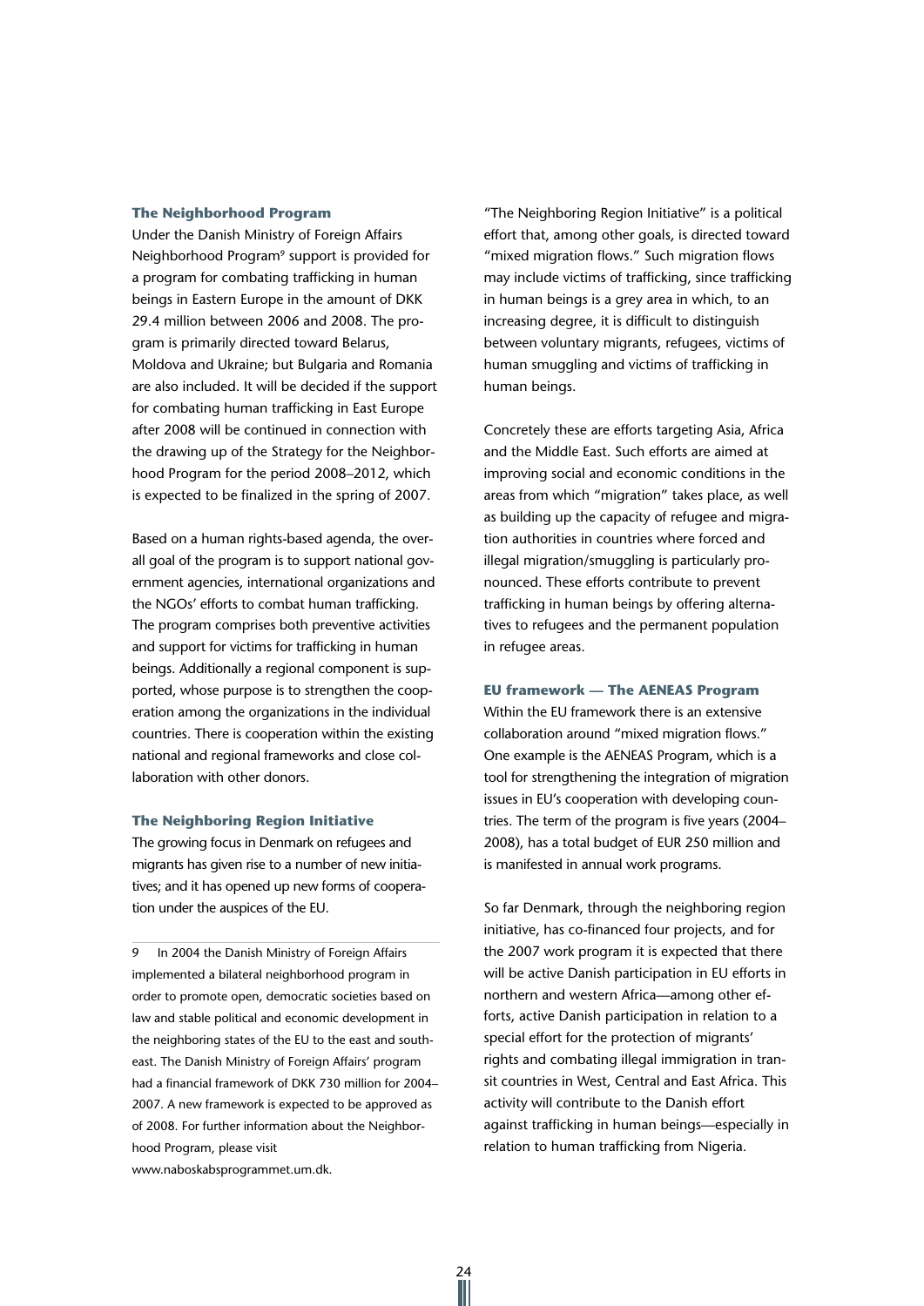### The Neighborhood Program

Under the Danish Ministry of Foreign Affairs Neighborhood Program[9] support is provided for a program for combating trafficking in human beings in Eastern Europe in the amount of DKK 29.4 million between 2006 and 2008. The program is primarily directed toward Belarus, Moldova and Ukraine; but Bulgaria and Romania are also included. It will be decided if the support for combating human trafficking in East Europe after 2008 will be continued in connection with the drawing up of the Strategy for the Neighborhood Program for the period 2008–2012, which is expected to be finalized in the spring of 2007.

Based on a human rights-based agenda, the overall goal of the program is to support national government agencies, international organizations and the NGOs' efforts to combat human trafficking. The program comprises both preventive activities and support for victims for trafficking in human beings. Additionally a regional component is supported, whose purpose is to strengthen the cooperation among the organizations in the individual countries. There is cooperation within the existing national and regional frameworks and close collaboration with other donors.

### The Neighboring Region Initiative

The growing focus in Denmark on refugees and migrants has given rise to a number of new initiatives; and it has opened up new forms of cooperation under the auspices of the EU.

"The Neighboring Region Initiative" is a political effort that, among other goals, is directed toward "mixed migration flows." Such migration flows may include victims of trafficking, since trafficking in human beings is a grey area in which, to an increasing degree, it is difficult to distinguish between voluntary migrants, refugees, victims of human smuggling and victims of trafficking in human beings.

Concretely these are efforts targeting Asia, Africa and the Middle East. Such efforts are aimed at improving social and economic conditions in the areas from which "migration" takes place, as well as building up the capacity of refugee and migration authorities in countries where forced and illegal migration/smuggling is particularly pronounced. These efforts contribute to prevent trafficking in human beings by offering alternatives to refugees and the permanent population in refugee areas.

### EU framework — The AENEAS Program

Within the EU framework there is an extensive collaboration around "mixed migration flows." One example is the AENEAS Program, which is a tool for strengthening the integration of migration issues in EU's cooperation with developing countries. The term of the program is five years (2004–2008), has a total budget of EUR 250 million and is manifested in annual work programs.

So far Denmark, through the neighboring region initiative, has co-financed four projects, and for the 2007 work program it is expected that there will be active Danish participation in EU efforts in northern and western Africa—among other efforts, active Danish participation in relation to a special effort for the protection of migrants' rights and combating illegal immigration in transit countries in West, Central and East Africa. This activity will contribute to the Danish effort against trafficking in human beings—especially in relation to human trafficking from Nigeria.

---

9 In 2004 the Danish Ministry of Foreign Affairs implemented a bilateral neighborhood program in order to promote open, democratic societies based on law and stable political and economic development in the neighboring states of the EU to the east and southeast. The Danish Ministry of Foreign Affairs' program had a financial framework of DKK 730 million for 2004–2007. A new framework is expected to be approved as of 2008. For further information about the Neighborhood Program, please visit www.naboskabsprogrammet.um.dk.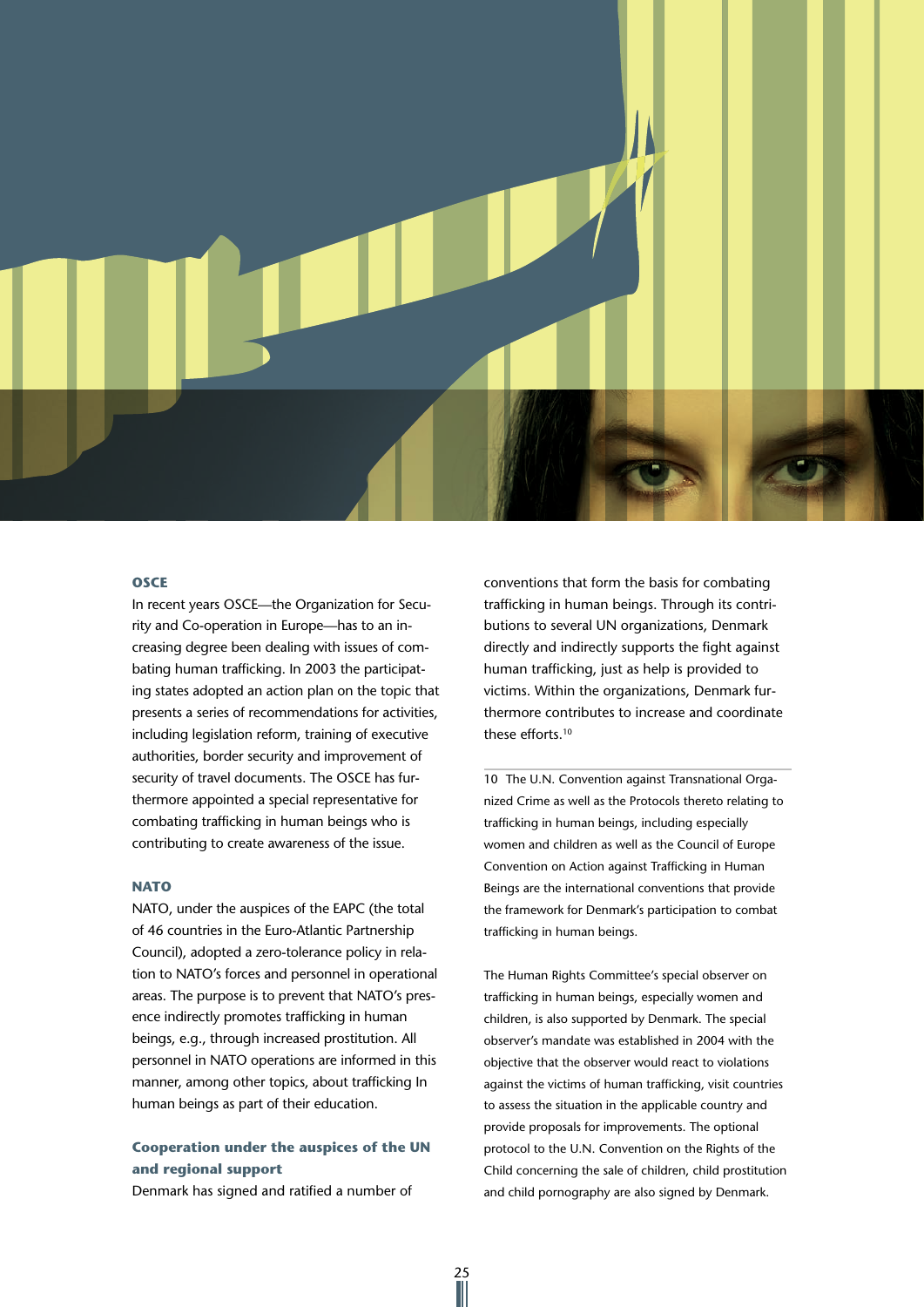### OSCE

In recent years OSCE—the Organization for Security and Co-operation in Europe—has to an increasing degree been dealing with issues of combating human trafficking. In 2003 the participating states adopted an action plan on the topic that presents a series of recommendations for activities, including legislation reform, training of executive authorities, border security and improvement of security of travel documents. The OSCE has furthermore appointed a special representative for combating trafficking in human beings who is contributing to create awareness of the issue.

### NATO

NATO, under the auspices of the EAPC (the total of 46 countries in the Euro-Atlantic Partnership Council), adopted a zero-tolerance policy in relation to NATO's forces and personnel in operational areas. The purpose is to prevent that NATO's presence indirectly promotes trafficking in human beings, e.g., through increased prostitution. All personnel in NATO operations are informed in this manner, among other topics, about trafficking In human beings as part of their education.

### Cooperation under the auspices of the UN and regional support

Denmark has signed and ratified a number of conventions that form the basis for combating trafficking in human beings. Through its contributions to several UN organizations, Denmark directly and indirectly supports the fight against human trafficking, just as help is provided to victims. Within the organizations, Denmark furthermore contributes to increase and coordinate these efforts.[10]

The Human Rights Committee's special observer on trafficking in human beings, especially women and children, is also supported by Denmark. The special observer's mandate was established in 2004 with the objective that the observer would react to violations against the victims of human trafficking, visit countries to assess the situation in the applicable country and provide proposals for improvements. The optional protocol to the U.N. Convention on the Rights of the Child concerning the sale of children, child prostitution and child pornography are also signed by Denmark.

---

10 The U.N. Convention against Transnational Organized Crime as well as the Protocols thereto relating to trafficking in human beings, including especially women and children as well as the Council of Europe Convention on Action against Trafficking in Human Beings are the international conventions that provide the framework for Denmark's participation to combat trafficking in human beings.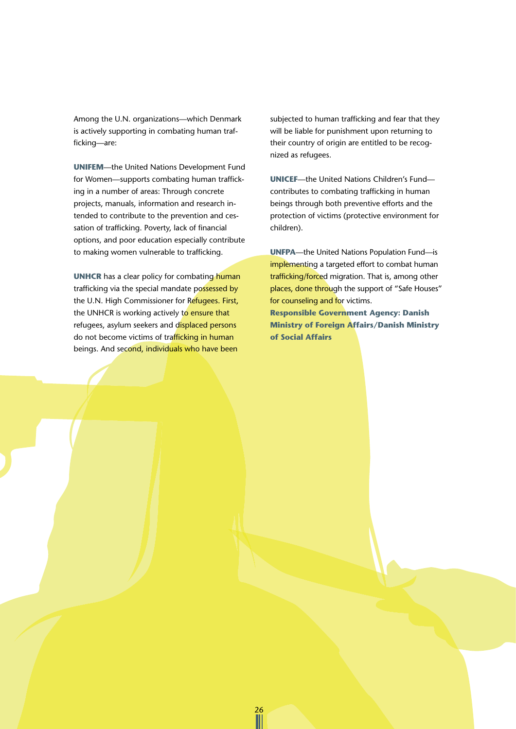Among the U.N. organizations—which Denmark is actively supporting in combating human trafficking—are:

**UNIFEM**—the United Nations Development Fund for Women—supports combating human trafficking in a number of areas: Through concrete projects, manuals, information and research intended to contribute to the prevention and cessation of trafficking. Poverty, lack of financial options, and poor education especially contribute to making women vulnerable to trafficking.

**UNHCR** has a clear policy for combating human trafficking via the special mandate possessed by the U.N. High Commissioner for Refugees. First, the UNHCR is working actively to ensure that refugees, asylum seekers and displaced persons do not become victims of trafficking in human beings. And second, individuals who have been subjected to human trafficking and fear that they will be liable for punishment upon returning to their country of origin are entitled to be recognized as refugees.

**UNICEF**—the United Nations Children's Fund—contributes to combating trafficking in human beings through both preventive efforts and the protection of victims (protective environment for children).

**UNFPA**—the United Nations Population Fund—is implementing a targeted effort to combat human trafficking/forced migration. That is, among other places, done through the support of "Safe Houses" for counseling and for victims.

**Responsible Government Agency: Danish Ministry of Foreign Affairs/Danish Ministry of Social Affairs**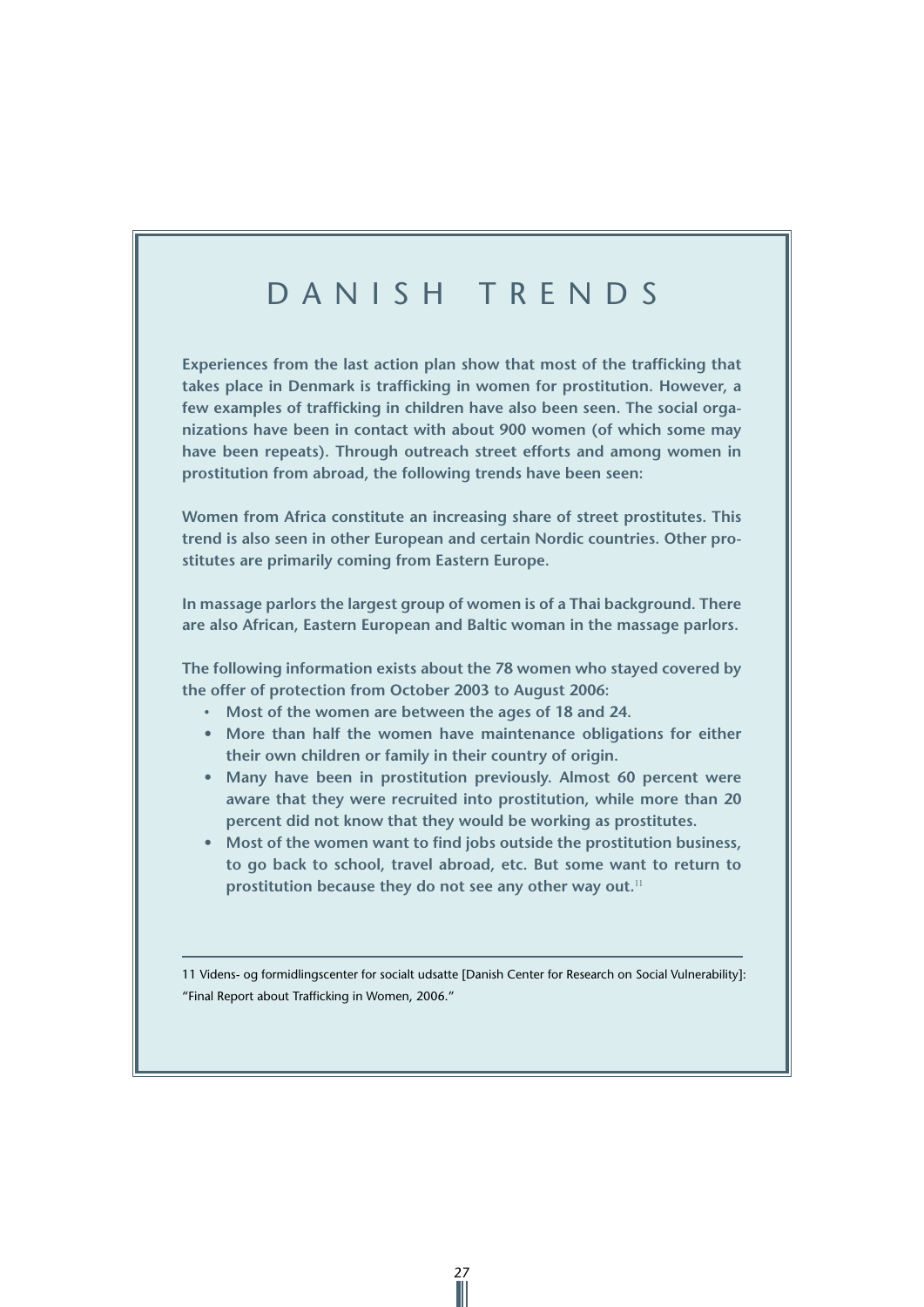# DANISH TRENDS

**Experiences from the last action plan show that most of the trafficking that takes place in Denmark is trafficking in women for prostitution. However, a few examples of trafficking in children have also been seen. The social organizations have been in contact with about 900 women (of which some may have been repeats). Through outreach street efforts and among women in prostitution from abroad, the following trends have been seen:**

**Women from Africa constitute an increasing share of street prostitutes. This trend is also seen in other European and certain Nordic countries. Other prostitutes are primarily coming from Eastern Europe.**

**In massage parlors the largest group of women is of a Thai background. There are also African, Eastern European and Baltic woman in the massage parlors.**

**The following information exists about the 78 women who stayed covered by the offer of protection from October 2003 to August 2006:**

- **Most of the women are between the ages of 18 and 24.**
- **More than half the women have maintenance obligations for either their own children or family in their country of origin.**
- **Many have been in prostitution previously. Almost 60 percent were aware that they were recruited into prostitution, while more than 20 percent did not know that they would be working as prostitutes.**
- **Most of the women want to find jobs outside the prostitution business, to go back to school, travel abroad, etc. But some want to return to prostitution because they do not see any other way out.**[11]

---

11 Videns- og formidlingscenter for socialt udsatte [Danish Center for Research on Social Vulnerability]: "Final Report about Trafficking in Women, 2006."